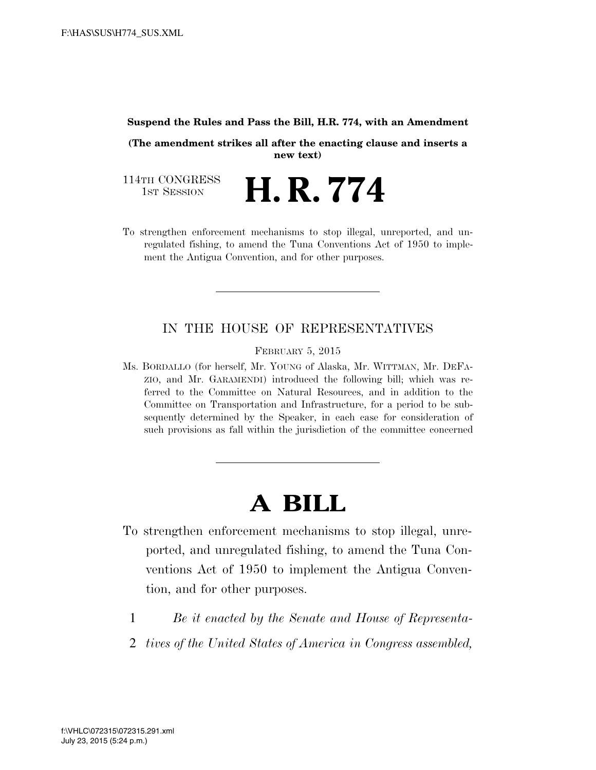**Suspend the Rules and Pass the Bill, H.R. 774, with an Amendment**

**(The amendment strikes all after the enacting clause and inserts a new text)**

114TH CONGRESS
1ST SESSION

# H. R. 774

To strengthen enforcement mechanisms to stop illegal, unreported, and unregulated fishing, to amend the Tuna Conventions Act of 1950 to implement the Antigua Convention, and for other purposes.

---

IN THE HOUSE OF REPRESENTATIVES

FEBRUARY 5, 2015

Ms. BORDALLO (for herself, Mr. YOUNG of Alaska, Mr. WITTMAN, Mr. DEFAZIO, and Mr. GARAMENDI) introduced the following bill; which was referred to the Committee on Natural Resources, and in addition to the Committee on Transportation and Infrastructure, for a period to be subsequently determined by the Speaker, in each case for consideration of such provisions as fall within the jurisdiction of the committee concerned

---

# A BILL

To strengthen enforcement mechanisms to stop illegal, unreported, and unregulated fishing, to amend the Tuna Conventions Act of 1950 to implement the Antigua Convention, and for other purposes.

1 *Be it enacted by the Senate and House of Representa-*
2 *tives of the United States of America in Congress assembled,*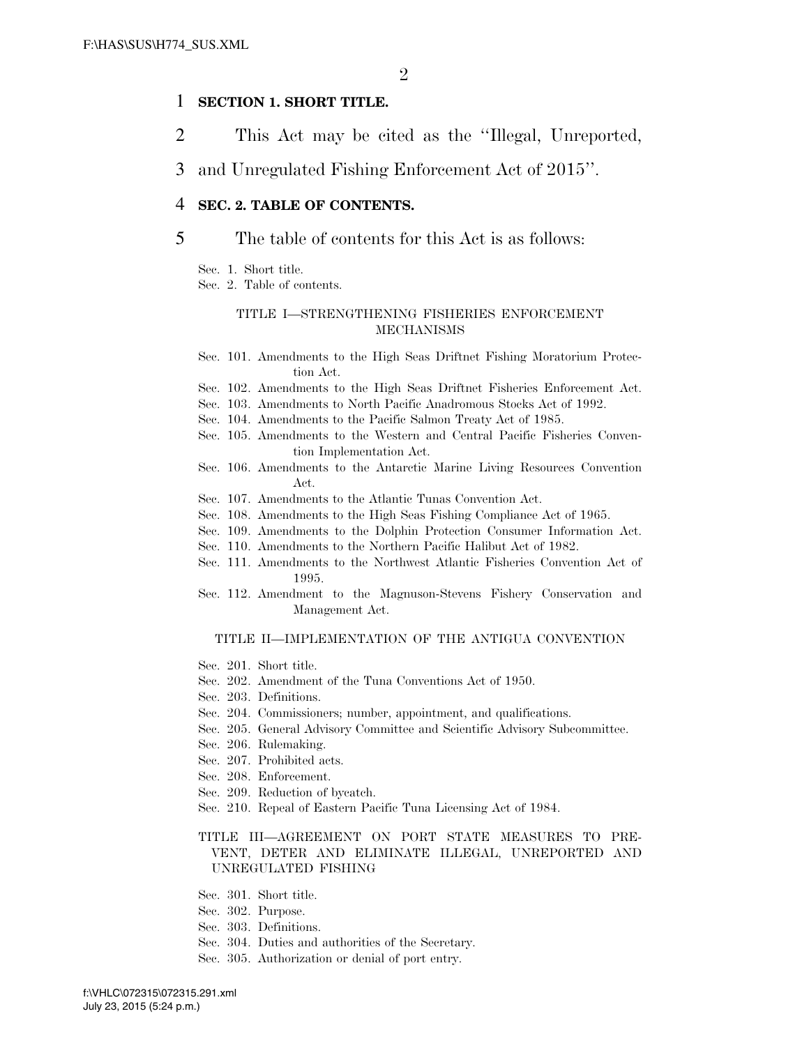**SECTION 1. SHORT TITLE.**

This Act may be cited as the "Illegal, Unreported, and Unregulated Fishing Enforcement Act of 2015".

**SEC. 2. TABLE OF CONTENTS.**

The table of contents for this Act is as follows:

Sec. 1. Short title.
Sec. 2. Table of contents.

TITLE I—STRENGTHENING FISHERIES ENFORCEMENT MECHANISMS

Sec. 101. Amendments to the High Seas Driftnet Fishing Moratorium Protection Act.
Sec. 102. Amendments to the High Seas Driftnet Fisheries Enforcement Act.
Sec. 103. Amendments to North Pacific Anadromous Stocks Act of 1992.
Sec. 104. Amendments to the Pacific Salmon Treaty Act of 1985.
Sec. 105. Amendments to the Western and Central Pacific Fisheries Convention Implementation Act.
Sec. 106. Amendments to the Antarctic Marine Living Resources Convention Act.
Sec. 107. Amendments to the Atlantic Tunas Convention Act.
Sec. 108. Amendments to the High Seas Fishing Compliance Act of 1965.
Sec. 109. Amendments to the Dolphin Protection Consumer Information Act.
Sec. 110. Amendments to the Northern Pacific Halibut Act of 1982.
Sec. 111. Amendments to the Northwest Atlantic Fisheries Convention Act of 1995.
Sec. 112. Amendment to the Magnuson-Stevens Fishery Conservation and Management Act.

TITLE II—IMPLEMENTATION OF THE ANTIGUA CONVENTION

Sec. 201. Short title.
Sec. 202. Amendment of the Tuna Conventions Act of 1950.
Sec. 203. Definitions.
Sec. 204. Commissioners; number, appointment, and qualifications.
Sec. 205. General Advisory Committee and Scientific Advisory Subcommittee.
Sec. 206. Rulemaking.
Sec. 207. Prohibited acts.
Sec. 208. Enforcement.
Sec. 209. Reduction of bycatch.
Sec. 210. Repeal of Eastern Pacific Tuna Licensing Act of 1984.

TITLE III—AGREEMENT ON PORT STATE MEASURES TO PREVENT, DETER AND ELIMINATE ILLEGAL, UNREPORTED AND UNREGULATED FISHING

Sec. 301. Short title.
Sec. 302. Purpose.
Sec. 303. Definitions.
Sec. 304. Duties and authorities of the Secretary.
Sec. 305. Authorization or denial of port entry.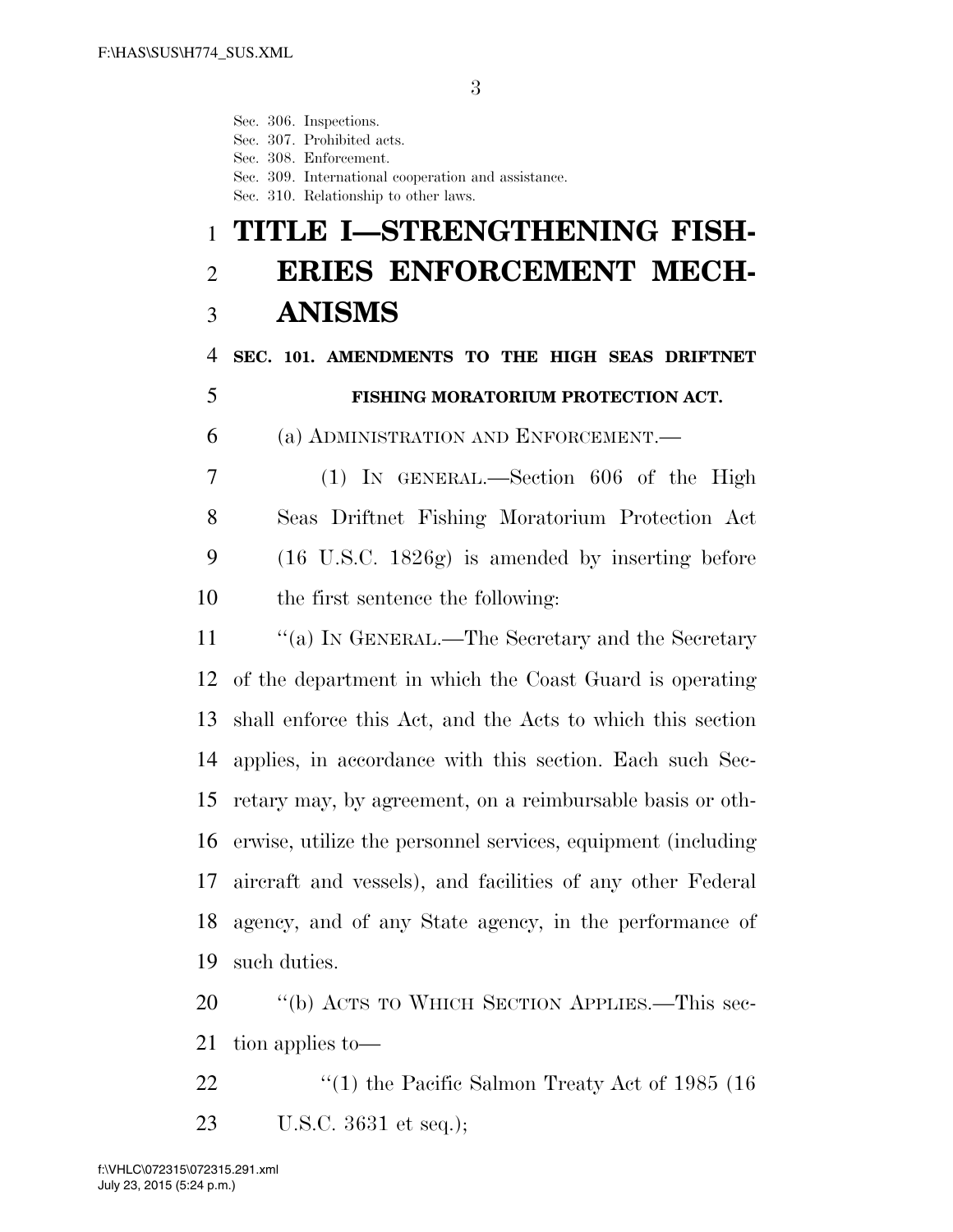Sec. 306. Inspections.
Sec. 307. Prohibited acts.
Sec. 308. Enforcement.
Sec. 309. International cooperation and assistance.
Sec. 310. Relationship to other laws.

# TITLE I—STRENGTHENING FISHERIES ENFORCEMENT MECHANISMS

### SEC. 101. AMENDMENTS TO THE HIGH SEAS DRIFTNET FISHING MORATORIUM PROTECTION ACT.

(a) ADMINISTRATION AND ENFORCEMENT.—

(1) IN GENERAL.—Section 606 of the High Seas Driftnet Fishing Moratorium Protection Act (16 U.S.C. 1826g) is amended by inserting before the first sentence the following:

''(a) IN GENERAL.—The Secretary and the Secretary of the department in which the Coast Guard is operating shall enforce this Act, and the Acts to which this section applies, in accordance with this section. Each such Secretary may, by agreement, on a reimbursable basis or otherwise, utilize the personnel services, equipment (including aircraft and vessels), and facilities of any other Federal agency, and of any State agency, in the performance of such duties.

''(b) ACTS TO WHICH SECTION APPLIES.—This section applies to—

''(1) the Pacific Salmon Treaty Act of 1985 (16 U.S.C. 3631 et seq.);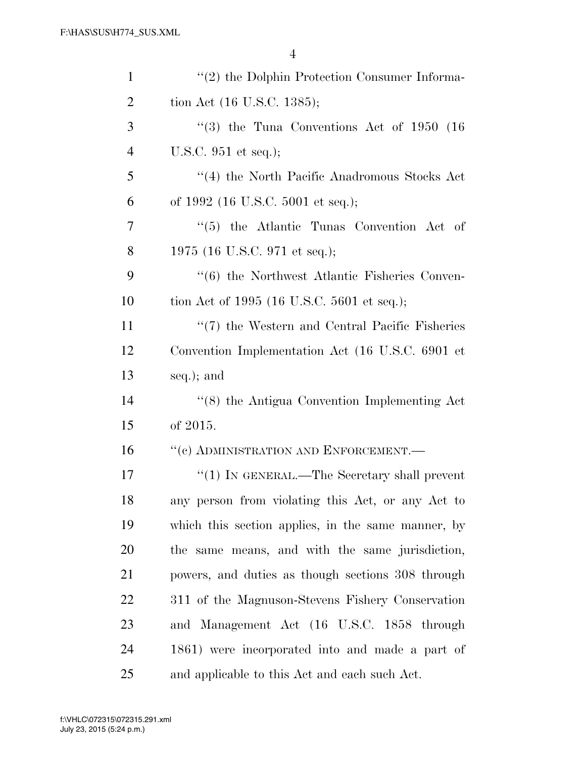''(2) the Dolphin Protection Consumer Information Act (16 U.S.C. 1385);

''(3) the Tuna Conventions Act of 1950 (16 U.S.C. 951 et seq.);

''(4) the North Pacific Anadromous Stocks Act of 1992 (16 U.S.C. 5001 et seq.);

''(5) the Atlantic Tunas Convention Act of 1975 (16 U.S.C. 971 et seq.);

''(6) the Northwest Atlantic Fisheries Convention Act of 1995 (16 U.S.C. 5601 et seq.);

''(7) the Western and Central Pacific Fisheries Convention Implementation Act (16 U.S.C. 6901 et seq.); and

''(8) the Antigua Convention Implementing Act of 2015.

''(c) ADMINISTRATION AND ENFORCEMENT.—

''(1) IN GENERAL.—The Secretary shall prevent any person from violating this Act, or any Act to which this section applies, in the same manner, by the same means, and with the same jurisdiction, powers, and duties as though sections 308 through 311 of the Magnuson-Stevens Fishery Conservation and Management Act (16 U.S.C. 1858 through 1861) were incorporated into and made a part of and applicable to this Act and each such Act.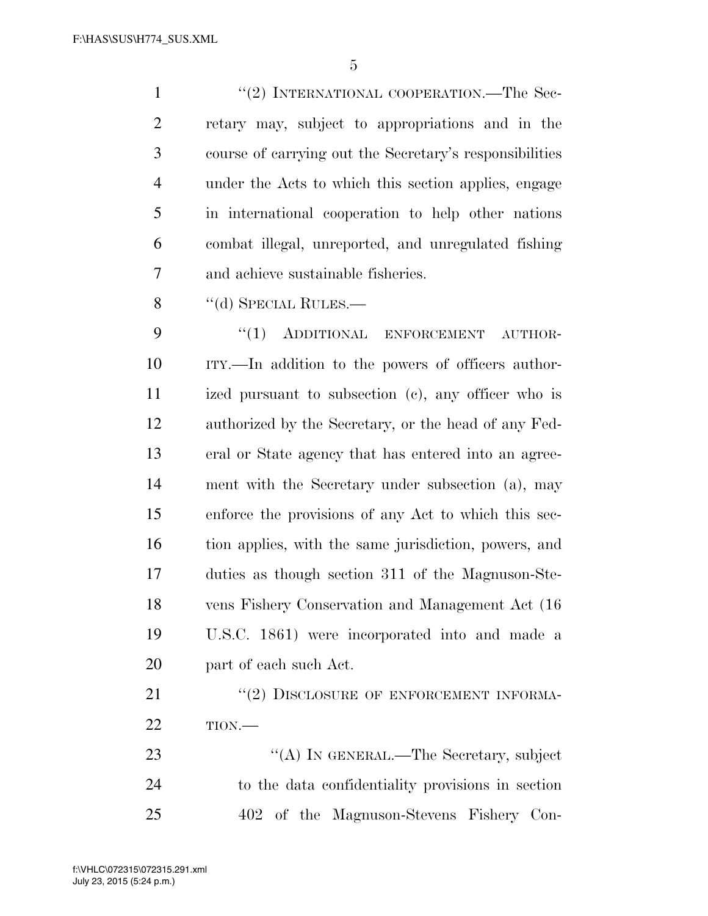"(2) INTERNATIONAL COOPERATION.—The Secretary may, subject to appropriations and in the course of carrying out the Secretary's responsibilities under the Acts to which this section applies, engage in international cooperation to help other nations combat illegal, unreported, and unregulated fishing and achieve sustainable fisheries.

"(d) SPECIAL RULES.—

"(1) ADDITIONAL ENFORCEMENT AUTHORITY.—In addition to the powers of officers authorized pursuant to subsection (c), any officer who is authorized by the Secretary, or the head of any Federal or State agency that has entered into an agreement with the Secretary under subsection (a), may enforce the provisions of any Act to which this section applies, with the same jurisdiction, powers, and duties as though section 311 of the Magnuson-Stevens Fishery Conservation and Management Act (16 U.S.C. 1861) were incorporated into and made a part of each such Act.

"(2) DISCLOSURE OF ENFORCEMENT INFORMATION.—

"(A) IN GENERAL.—The Secretary, subject to the data confidentiality provisions in section 402 of the Magnuson-Stevens Fishery Con-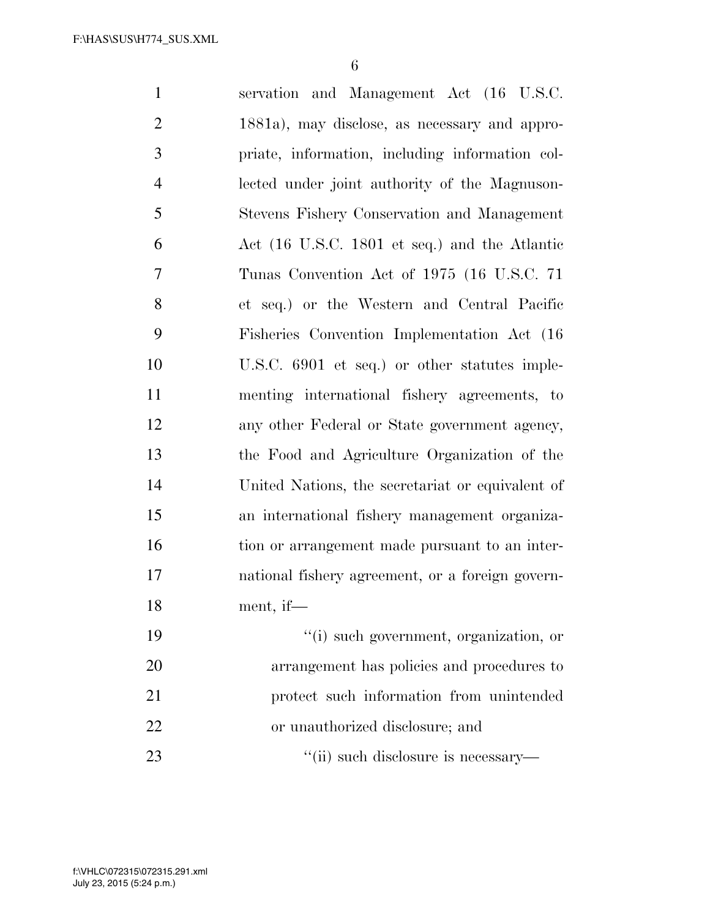servation and Management Act (16 U.S.C. 1881a), may disclose, as necessary and appropriate, information, including information collected under joint authority of the Magnuson-Stevens Fishery Conservation and Management Act (16 U.S.C. 1801 et seq.) and the Atlantic Tunas Convention Act of 1975 (16 U.S.C. 71 et seq.) or the Western and Central Pacific Fisheries Convention Implementation Act (16 U.S.C. 6901 et seq.) or other statutes implementing international fishery agreements, to any other Federal or State government agency, the Food and Agriculture Organization of the United Nations, the secretariat or equivalent of an international fishery management organization or arrangement made pursuant to an international fishery agreement, or a foreign government, if—

''(i) such government, organization, or arrangement has policies and procedures to protect such information from unintended or unauthorized disclosure; and

''(ii) such disclosure is necessary—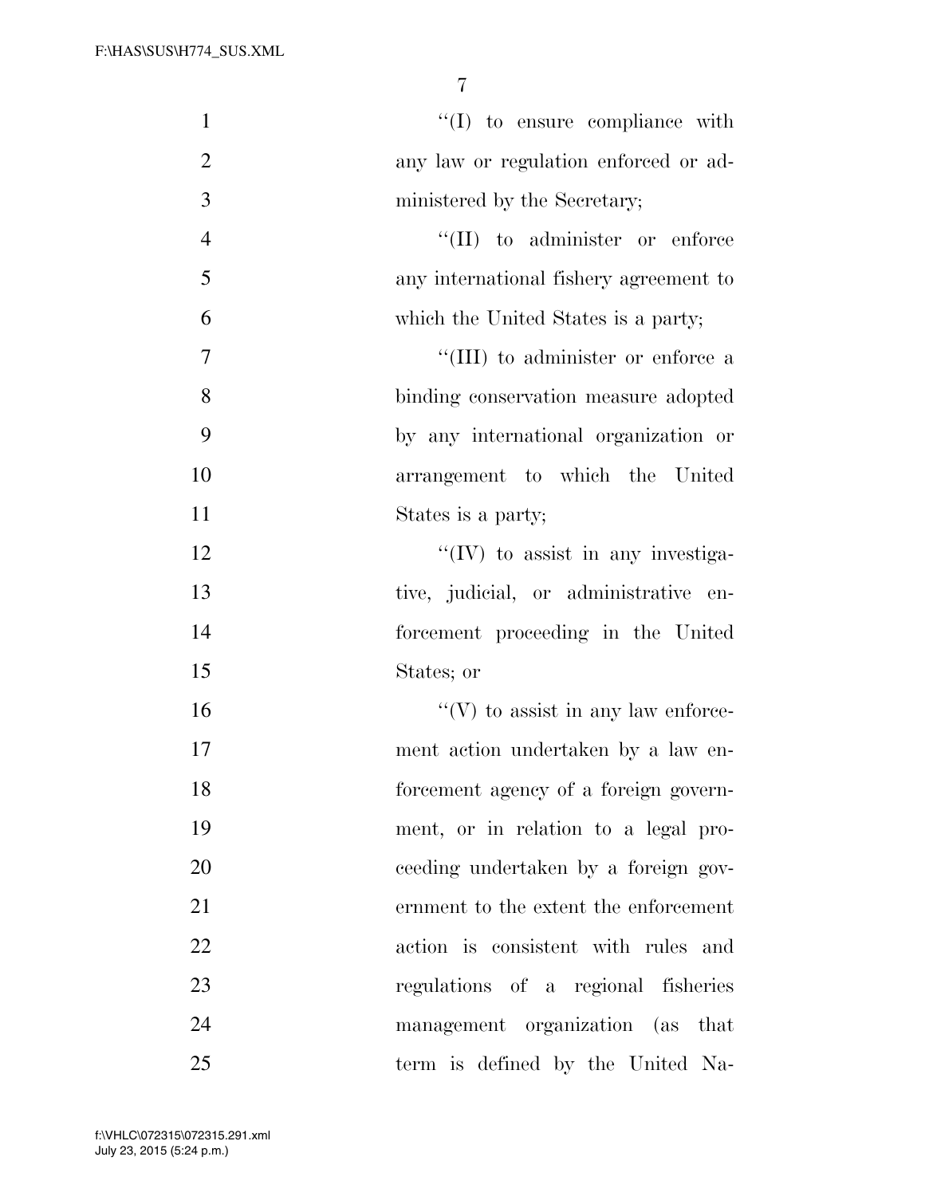''(I) to ensure compliance with any law or regulation enforced or administered by the Secretary;

''(II) to administer or enforce any international fishery agreement to which the United States is a party;

''(III) to administer or enforce a binding conservation measure adopted by any international organization or arrangement to which the United States is a party;

''(IV) to assist in any investigative, judicial, or administrative enforcement proceeding in the United States; or

''(V) to assist in any law enforcement action undertaken by a law enforcement agency of a foreign government, or in relation to a legal proceeding undertaken by a foreign government to the extent the enforcement action is consistent with rules and regulations of a regional fisheries management organization (as that term is defined by the United Na-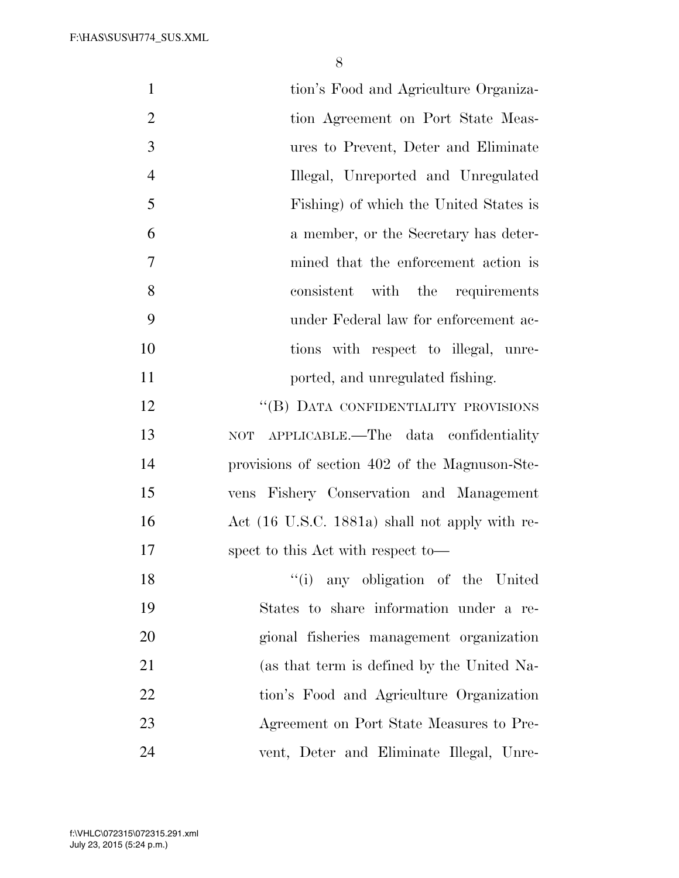tion's Food and Agriculture Organization Agreement on Port State Measures to Prevent, Deter and Eliminate Illegal, Unreported and Unregulated Fishing) of which the United States is a member, or the Secretary has determined that the enforcement action is consistent with the requirements under Federal law for enforcement actions with respect to illegal, unreported, and unregulated fishing.

"(B) DATA CONFIDENTIALITY PROVISIONS NOT APPLICABLE.—The data confidentiality provisions of section 402 of the Magnuson-Stevens Fishery Conservation and Management Act (16 U.S.C. 1881a) shall not apply with respect to this Act with respect to—

"(i) any obligation of the United States to share information under a regional fisheries management organization (as that term is defined by the United Nation's Food and Agriculture Organization Agreement on Port State Measures to Prevent, Deter and Eliminate Illegal, Unre-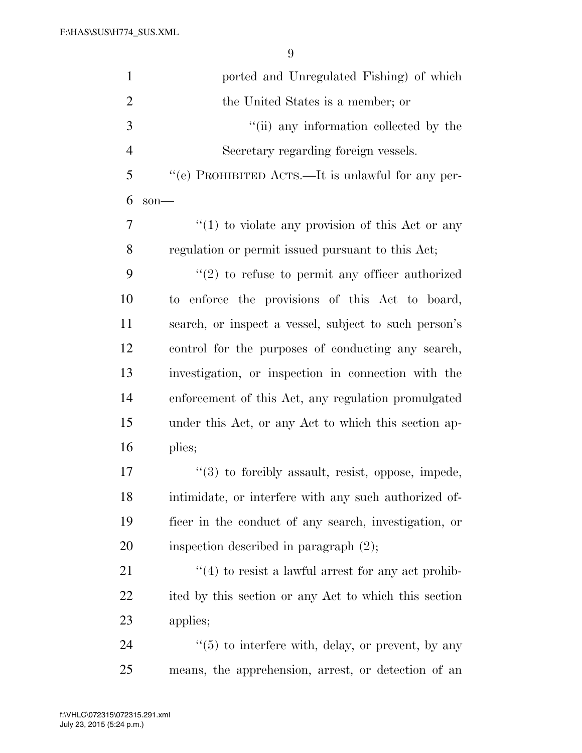ported and Unregulated Fishing) of which the United States is a member; or

''(ii) any information collected by the Secretary regarding foreign vessels.

''(e) PROHIBITED ACTS.—It is unlawful for any person—

''(1) to violate any provision of this Act or any regulation or permit issued pursuant to this Act;

''(2) to refuse to permit any officer authorized to enforce the provisions of this Act to board, search, or inspect a vessel, subject to such person's control for the purposes of conducting any search, investigation, or inspection in connection with the enforcement of this Act, any regulation promulgated under this Act, or any Act to which this section applies;

''(3) to forcibly assault, resist, oppose, impede, intimidate, or interfere with any such authorized officer in the conduct of any search, investigation, or inspection described in paragraph (2);

''(4) to resist a lawful arrest for any act prohibited by this section or any Act to which this section applies;

''(5) to interfere with, delay, or prevent, by any means, the apprehension, arrest, or detection of an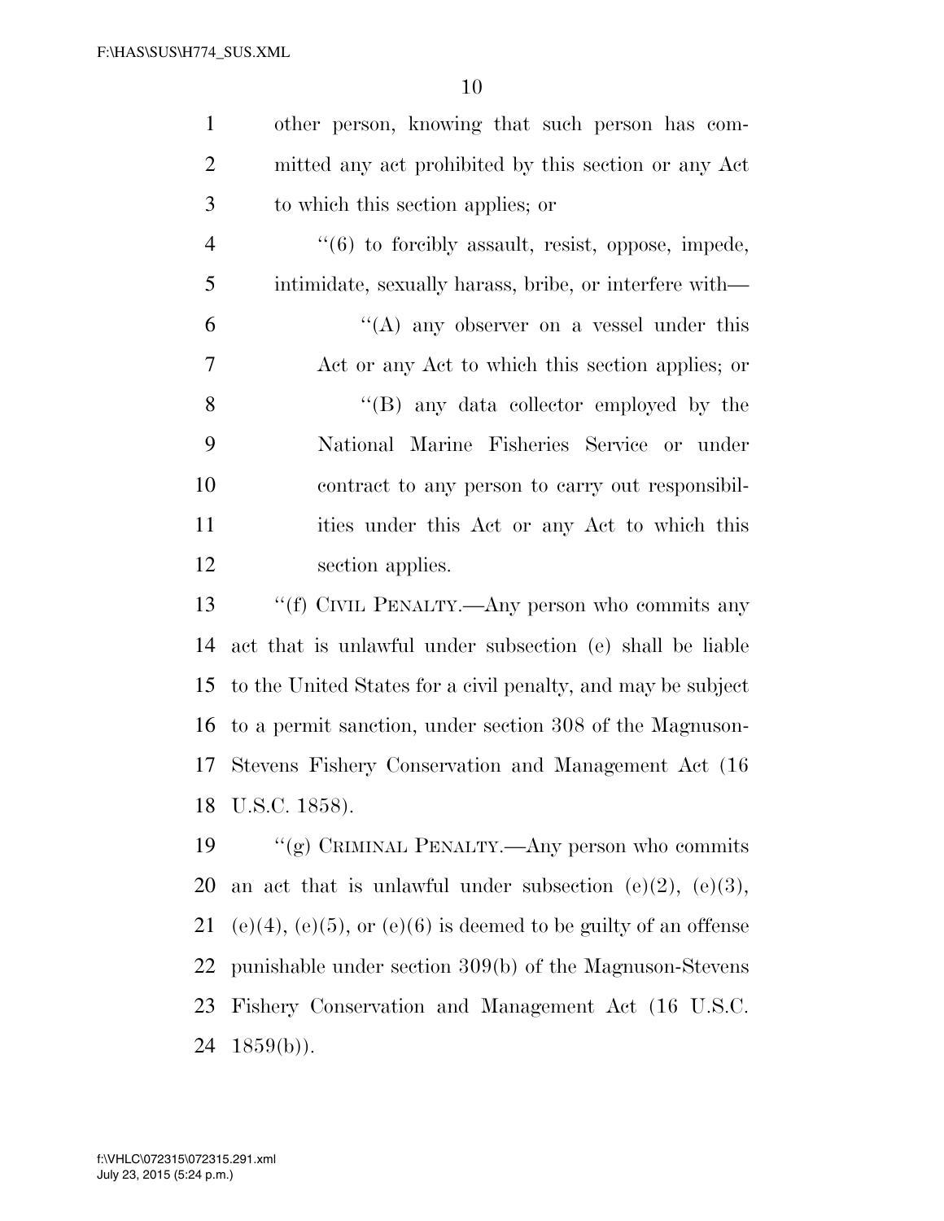other person, knowing that such person has committed any act prohibited by this section or any Act to which this section applies; or

"(6) to forcibly assault, resist, oppose, impede, intimidate, sexually harass, bribe, or interfere with—

"(A) any observer on a vessel under this Act or any Act to which this section applies; or

"(B) any data collector employed by the National Marine Fisheries Service or under contract to any person to carry out responsibilities under this Act or any Act to which this section applies.

"(f) CIVIL PENALTY.—Any person who commits any act that is unlawful under subsection (e) shall be liable to the United States for a civil penalty, and may be subject to a permit sanction, under section 308 of the Magnuson-Stevens Fishery Conservation and Management Act (16 U.S.C. 1858).

"(g) CRIMINAL PENALTY.—Any person who commits an act that is unlawful under subsection (e)(2), (e)(3), (e)(4), (e)(5), or (e)(6) is deemed to be guilty of an offense punishable under section 309(b) of the Magnuson-Stevens Fishery Conservation and Management Act (16 U.S.C. 1859(b)).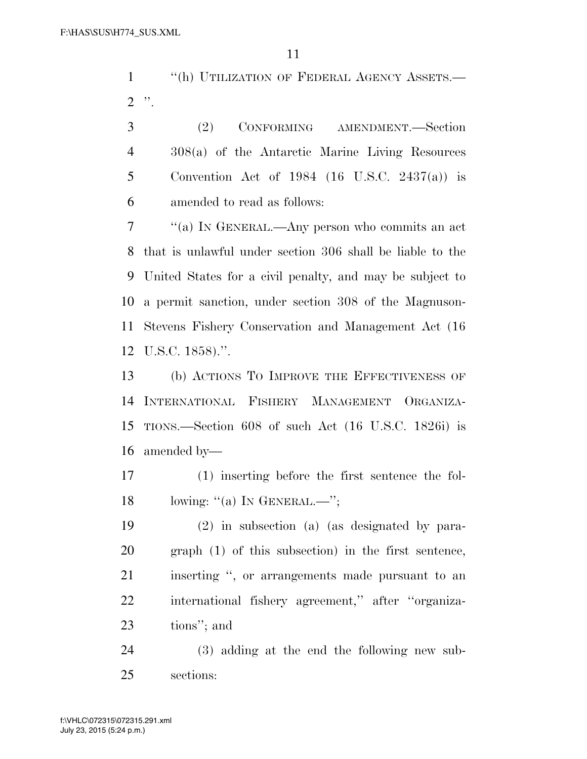"(h) UTILIZATION OF FEDERAL AGENCY ASSETS.—
".

(2) CONFORMING AMENDMENT.—Section 308(a) of the Antarctic Marine Living Resources Convention Act of 1984 (16 U.S.C. 2437(a)) is amended to read as follows:

"(a) IN GENERAL.—Any person who commits an act that is unlawful under section 306 shall be liable to the United States for a civil penalty, and may be subject to a permit sanction, under section 308 of the Magnuson-Stevens Fishery Conservation and Management Act (16 U.S.C. 1858).".

(b) ACTIONS TO IMPROVE THE EFFECTIVENESS OF INTERNATIONAL FISHERY MANAGEMENT ORGANIZATIONS.—Section 608 of such Act (16 U.S.C. 1826i) is amended by—

(1) inserting before the first sentence the following: "(a) IN GENERAL.—";

(2) in subsection (a) (as designated by paragraph (1) of this subsection) in the first sentence, inserting ", or arrangements made pursuant to an international fishery agreement," after "organizations"; and

(3) adding at the end the following new subsections: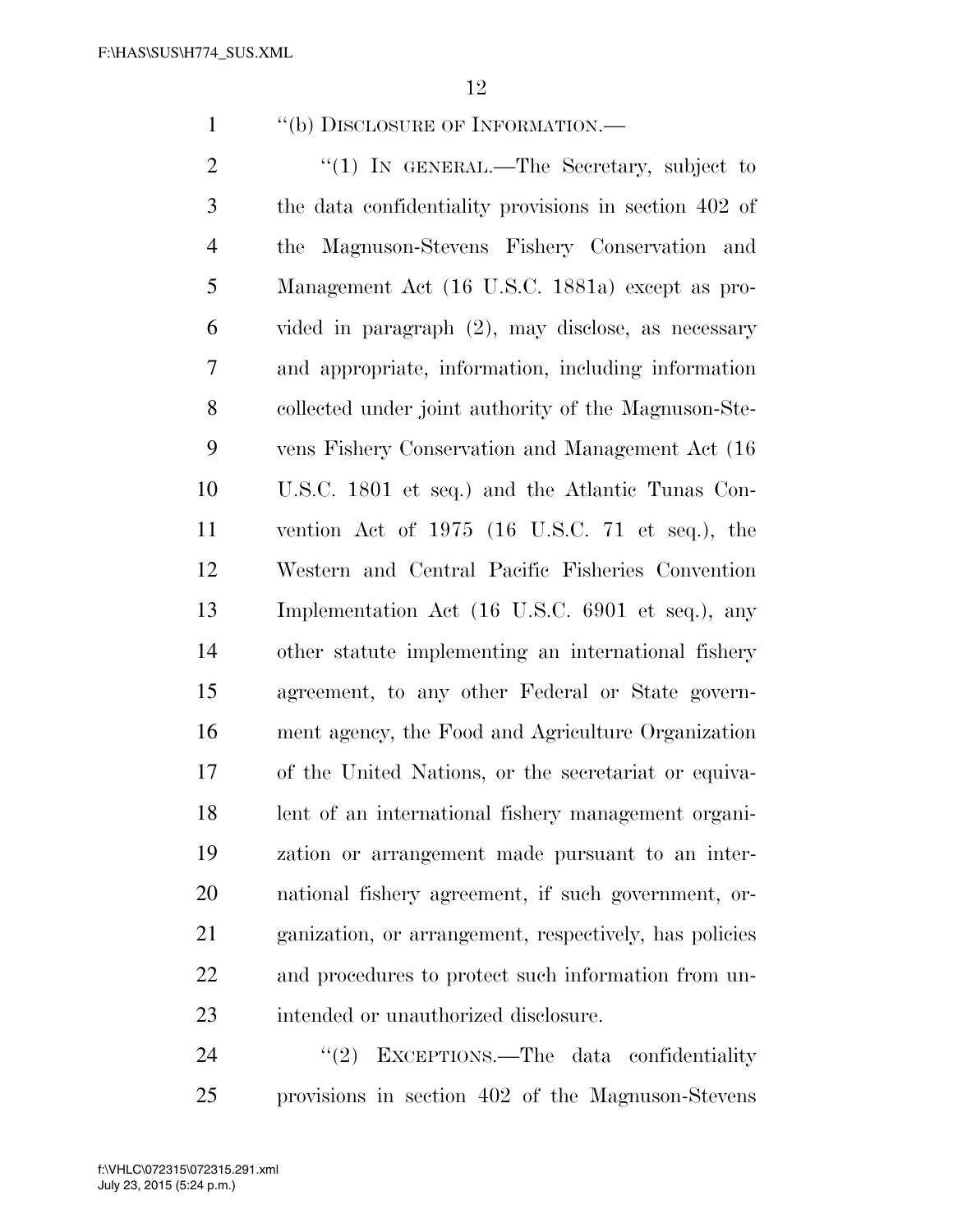"(b) DISCLOSURE OF INFORMATION.—

"(1) IN GENERAL.—The Secretary, subject to the data confidentiality provisions in section 402 of the Magnuson-Stevens Fishery Conservation and Management Act (16 U.S.C. 1881a) except as provided in paragraph (2), may disclose, as necessary and appropriate, information, including information collected under joint authority of the Magnuson-Stevens Fishery Conservation and Management Act (16 U.S.C. 1801 et seq.) and the Atlantic Tunas Convention Act of 1975 (16 U.S.C. 71 et seq.), the Western and Central Pacific Fisheries Convention Implementation Act (16 U.S.C. 6901 et seq.), any other statute implementing an international fishery agreement, to any other Federal or State government agency, the Food and Agriculture Organization of the United Nations, or the secretariat or equivalent of an international fishery management organization or arrangement made pursuant to an international fishery agreement, if such government, organization, or arrangement, respectively, has policies and procedures to protect such information from unintended or unauthorized disclosure.

"(2) EXCEPTIONS.—The data confidentiality provisions in section 402 of the Magnuson-Stevens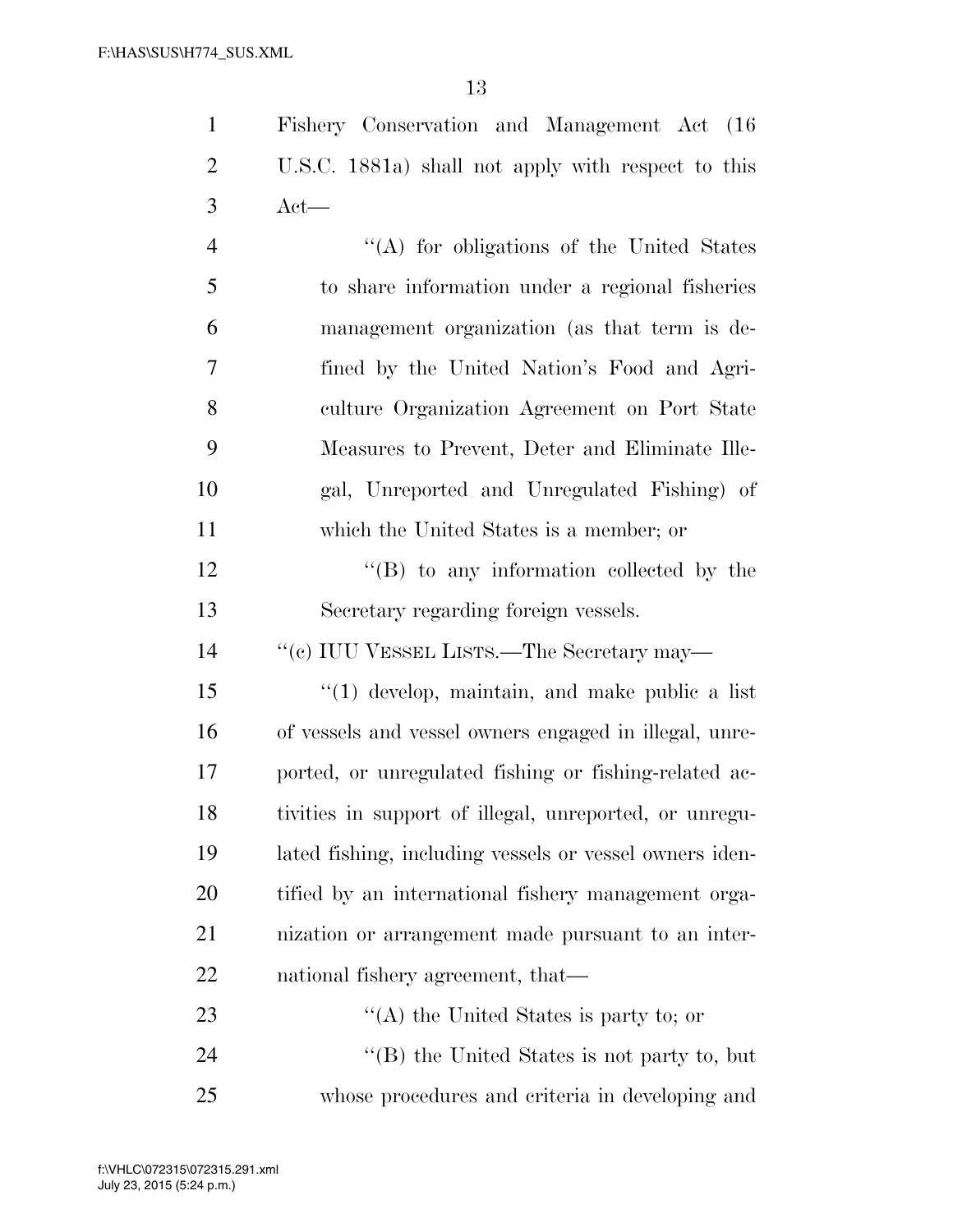Fishery Conservation and Management Act (16 U.S.C. 1881a) shall not apply with respect to this Act—

''(A) for obligations of the United States to share information under a regional fisheries management organization (as that term is defined by the United Nation's Food and Agriculture Organization Agreement on Port State Measures to Prevent, Deter and Eliminate Illegal, Unreported and Unregulated Fishing) of which the United States is a member; or

''(B) to any information collected by the Secretary regarding foreign vessels.

''(c) IUU VESSEL LISTS.—The Secretary may—

''(1) develop, maintain, and make public a list of vessels and vessel owners engaged in illegal, unreported, or unregulated fishing or fishing-related activities in support of illegal, unreported, or unregulated fishing, including vessels or vessel owners identified by an international fishery management organization or arrangement made pursuant to an international fishery agreement, that—

''(A) the United States is party to; or

''(B) the United States is not party to, but whose procedures and criteria in developing and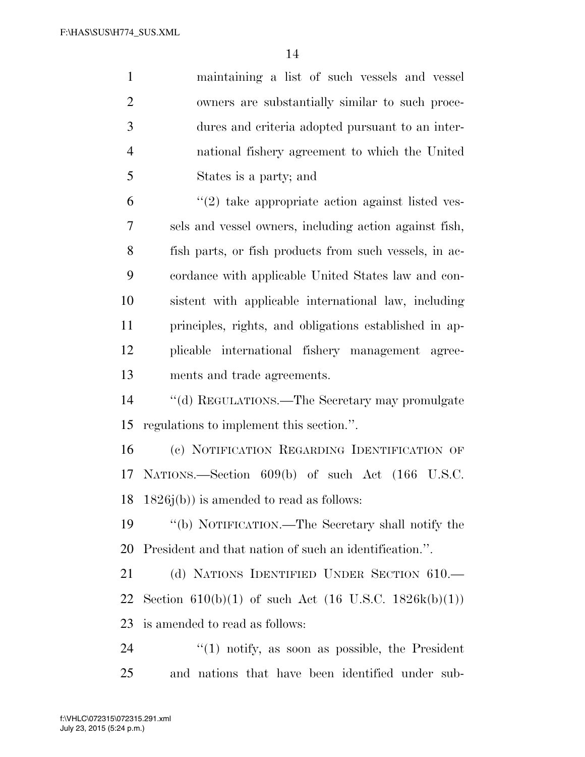maintaining a list of such vessels and vessel owners are substantially similar to such procedures and criteria adopted pursuant to an international fishery agreement to which the United States is a party; and

''(2) take appropriate action against listed vessels and vessel owners, including action against fish, fish parts, or fish products from such vessels, in accordance with applicable United States law and consistent with applicable international law, including principles, rights, and obligations established in applicable international fishery management agreements and trade agreements.

''(d) REGULATIONS.—The Secretary may promulgate regulations to implement this section.''.

(c) NOTIFICATION REGARDING IDENTIFICATION OF NATIONS.—Section 609(b) of such Act (166 U.S.C. 1826j(b)) is amended to read as follows:

''(b) NOTIFICATION.—The Secretary shall notify the President and that nation of such an identification.''.

(d) NATIONS IDENTIFIED UNDER SECTION 610.—Section 610(b)(1) of such Act (16 U.S.C. 1826k(b)(1)) is amended to read as follows:

''(1) notify, as soon as possible, the President and nations that have been identified under sub-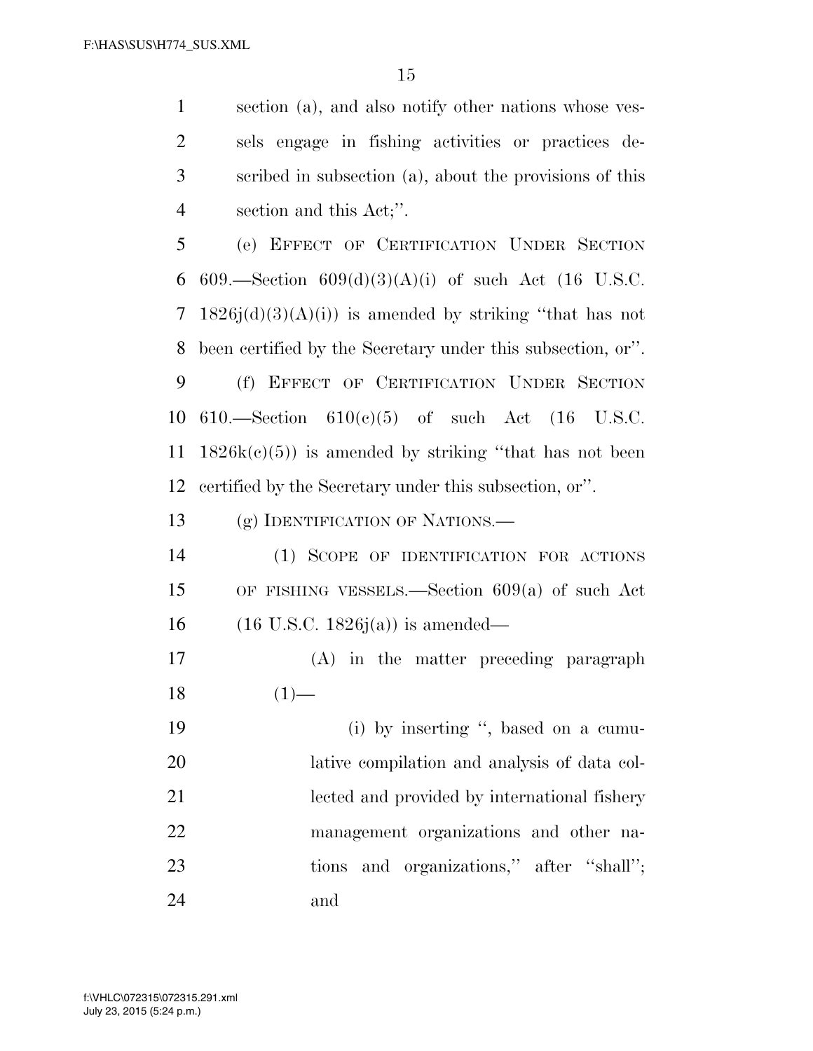section (a), and also notify other nations whose vessels engage in fishing activities or practices described in subsection (a), about the provisions of this section and this Act;''.

(e) EFFECT OF CERTIFICATION UNDER SECTION 609.—Section 609(d)(3)(A)(i) of such Act (16 U.S.C. 1826j(d)(3)(A)(i)) is amended by striking ''that has not been certified by the Secretary under this subsection, or''.

(f) EFFECT OF CERTIFICATION UNDER SECTION 610.—Section 610(c)(5) of such Act (16 U.S.C. 1826k(c)(5)) is amended by striking ''that has not been certified by the Secretary under this subsection, or''.

(g) IDENTIFICATION OF NATIONS.—

(1) SCOPE OF IDENTIFICATION FOR ACTIONS OF FISHING VESSELS.—Section 609(a) of such Act (16 U.S.C. 1826j(a)) is amended—

(A) in the matter preceding paragraph (1)—

(i) by inserting '', based on a cumulative compilation and analysis of data collected and provided by international fishery management organizations and other nations and organizations,'' after ''shall''; and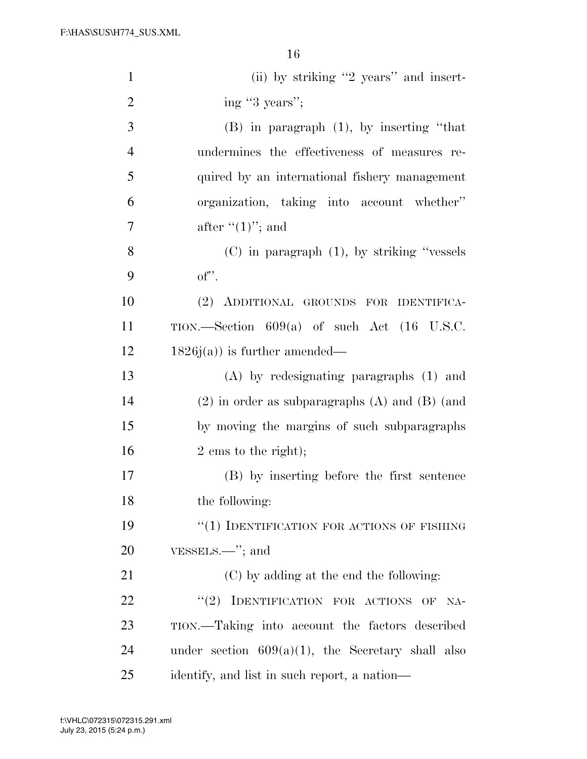(ii) by striking ''2 years'' and inserting ''3 years'';

(B) in paragraph (1), by inserting ''that undermines the effectiveness of measures required by an international fishery management organization, taking into account whether'' after ''(1)''; and

(C) in paragraph (1), by striking ''vessels of''.

(2) ADDITIONAL GROUNDS FOR IDENTIFICATION.—Section 609(a) of such Act (16 U.S.C. 1826j(a)) is further amended—

(A) by redesignating paragraphs (1) and (2) in order as subparagraphs (A) and (B) (and by moving the margins of such subparagraphs 2 ems to the right);

(B) by inserting before the first sentence the following:

''(1) IDENTIFICATION FOR ACTIONS OF FISHING VESSELS.—''; and

(C) by adding at the end the following:

''(2) IDENTIFICATION FOR ACTIONS OF NATION.—Taking into account the factors described under section 609(a)(1), the Secretary shall also identify, and list in such report, a nation—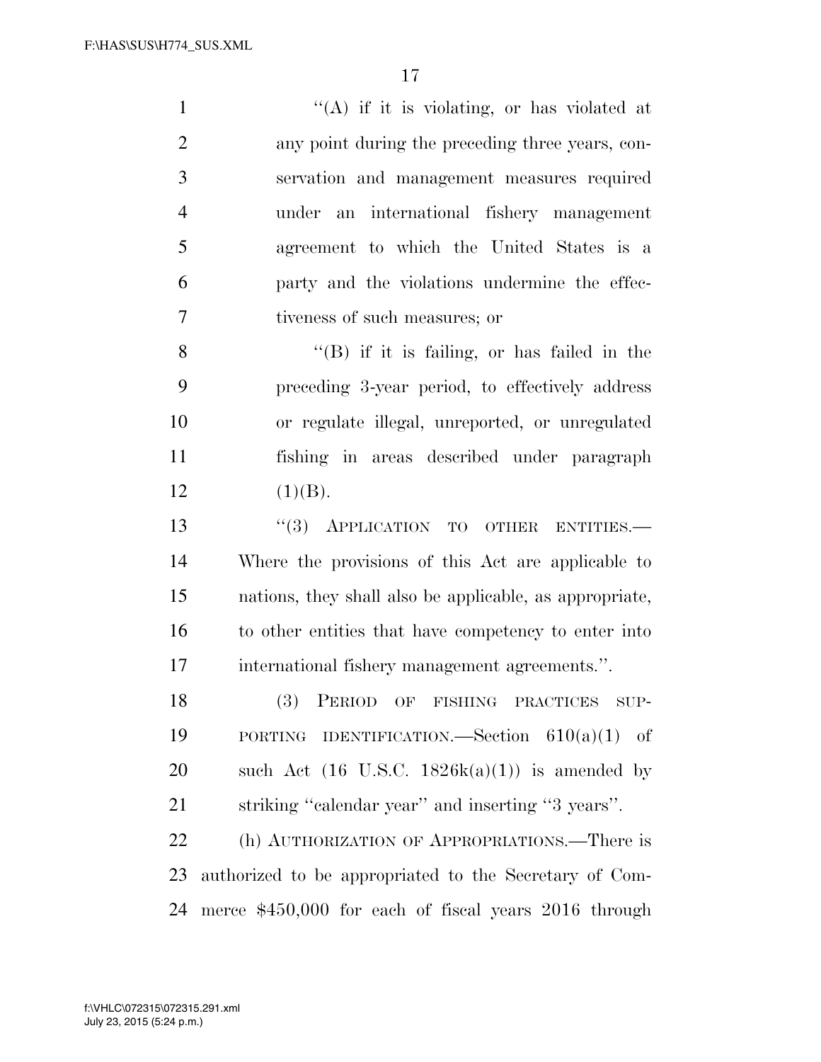''(A) if it is violating, or has violated at any point during the preceding three years, conservation and management measures required under an international fishery management agreement to which the United States is a party and the violations undermine the effectiveness of such measures; or

''(B) if it is failing, or has failed in the preceding 3-year period, to effectively address or regulate illegal, unreported, or unregulated fishing in areas described under paragraph (1)(B).

''(3) APPLICATION TO OTHER ENTITIES.—Where the provisions of this Act are applicable to nations, they shall also be applicable, as appropriate, to other entities that have competency to enter into international fishery management agreements.''.

(3) PERIOD OF FISHING PRACTICES SUPPORTING IDENTIFICATION.—Section 610(a)(1) of such Act (16 U.S.C. 1826k(a)(1)) is amended by striking ''calendar year'' and inserting ''3 years''.

(h) AUTHORIZATION OF APPROPRIATIONS.—There is authorized to be appropriated to the Secretary of Commerce $450,000 for each of fiscal years 2016 through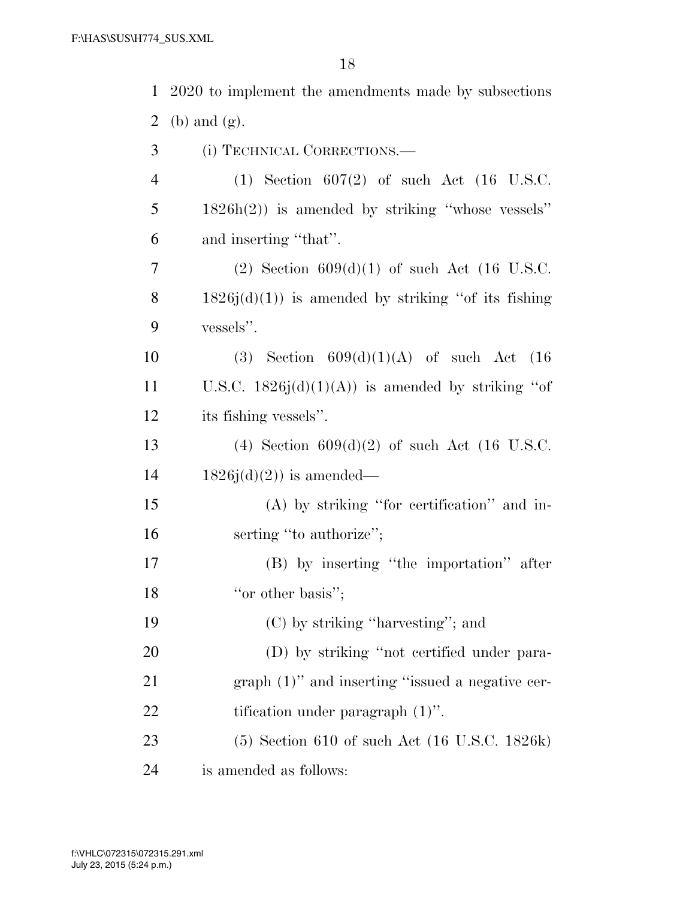2020 to implement the amendments made by subsections (b) and (g).

(i) TECHNICAL CORRECTIONS.—

(1) Section 607(2) of such Act (16 U.S.C. 1826h(2)) is amended by striking ''whose vessels'' and inserting ''that''.

(2) Section 609(d)(1) of such Act (16 U.S.C. 1826j(d)(1)) is amended by striking ''of its fishing vessels''.

(3) Section 609(d)(1)(A) of such Act (16 U.S.C. 1826j(d)(1)(A)) is amended by striking ''of its fishing vessels''.

(4) Section 609(d)(2) of such Act (16 U.S.C. 1826j(d)(2)) is amended—

(A) by striking ''for certification'' and inserting ''to authorize'';

(B) by inserting ''the importation'' after ''or other basis'';

(C) by striking ''harvesting''; and

(D) by striking ''not certified under paragraph (1)'' and inserting ''issued a negative certification under paragraph (1)''.

(5) Section 610 of such Act (16 U.S.C. 1826k) is amended as follows: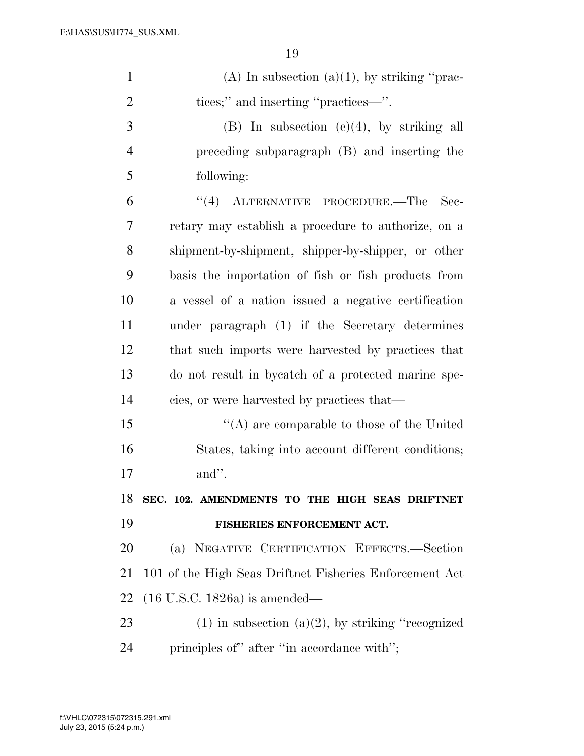(A) In subsection (a)(1), by striking "practices;" and inserting "practices—".

(B) In subsection (c)(4), by striking all preceding subparagraph (B) and inserting the following:

"(4) ALTERNATIVE PROCEDURE.—The Secretary may establish a procedure to authorize, on a shipment-by-shipment, shipper-by-shipper, or other basis the importation of fish or fish products from a vessel of a nation issued a negative certification under paragraph (1) if the Secretary determines that such imports were harvested by practices that do not result in bycatch of a protected marine species, or were harvested by practices that—

"(A) are comparable to those of the United States, taking into account different conditions; and".

**SEC. 102. AMENDMENTS TO THE HIGH SEAS DRIFTNET FISHERIES ENFORCEMENT ACT.**

(a) NEGATIVE CERTIFICATION EFFECTS.—Section 101 of the High Seas Driftnet Fisheries Enforcement Act (16 U.S.C. 1826a) is amended—

(1) in subsection (a)(2), by striking "recognized principles of" after "in accordance with";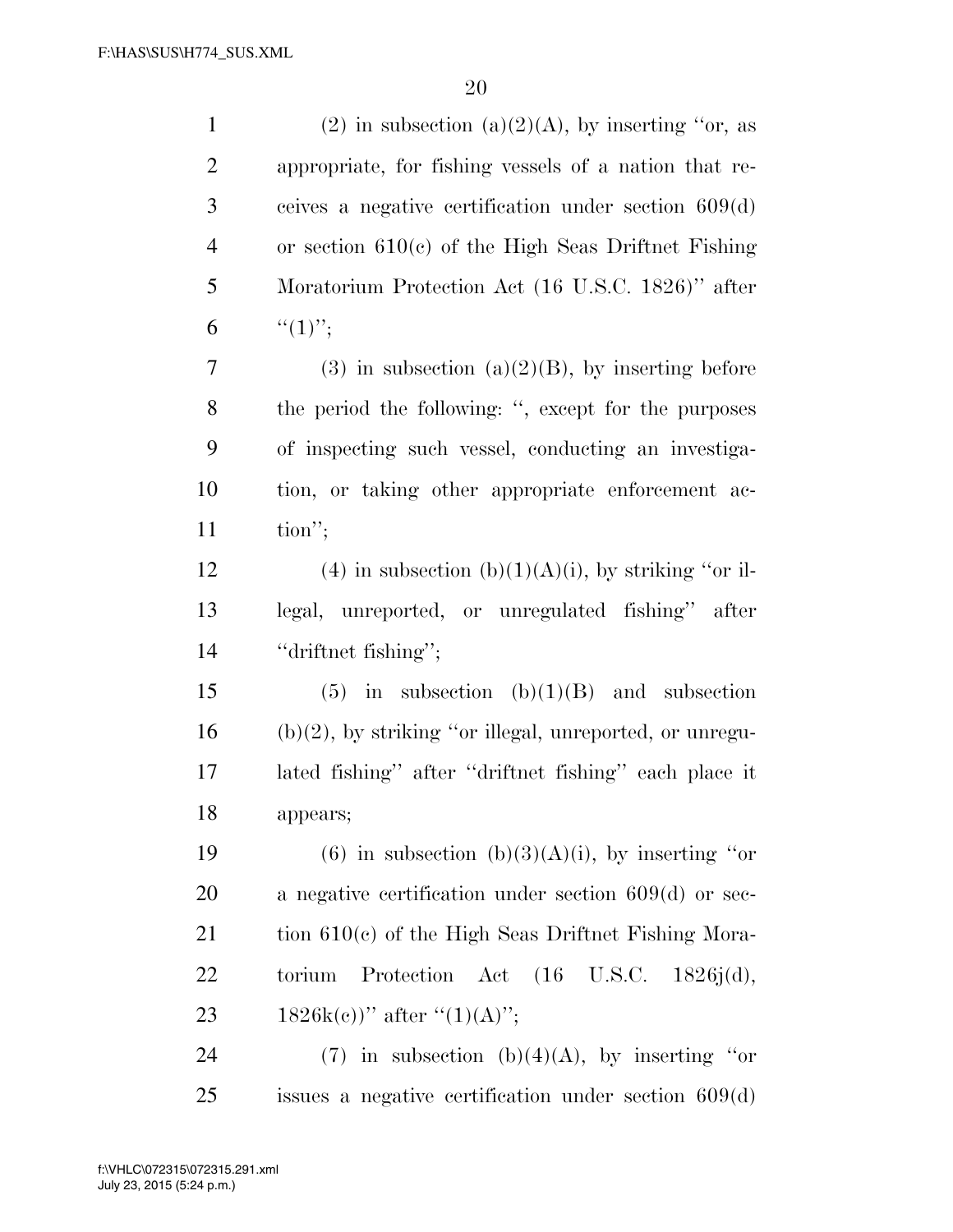(2) in subsection (a)(2)(A), by inserting "or, as appropriate, for fishing vessels of a nation that receives a negative certification under section 609(d) or section 610(c) of the High Seas Driftnet Fishing Moratorium Protection Act (16 U.S.C. 1826)" after "(1)";

(3) in subsection (a)(2)(B), by inserting before the period the following: ", except for the purposes of inspecting such vessel, conducting an investigation, or taking other appropriate enforcement action";

(4) in subsection (b)(1)(A)(i), by striking "or illegal, unreported, or unregulated fishing" after "driftnet fishing";

(5) in subsection (b)(1)(B) and subsection (b)(2), by striking "or illegal, unreported, or unregulated fishing" after "driftnet fishing" each place it appears;

(6) in subsection (b)(3)(A)(i), by inserting "or a negative certification under section 609(d) or section 610(c) of the High Seas Driftnet Fishing Moratorium Protection Act (16 U.S.C. 1826j(d), 1826k(c))" after "(1)(A)";

(7) in subsection (b)(4)(A), by inserting "or issues a negative certification under section 609(d)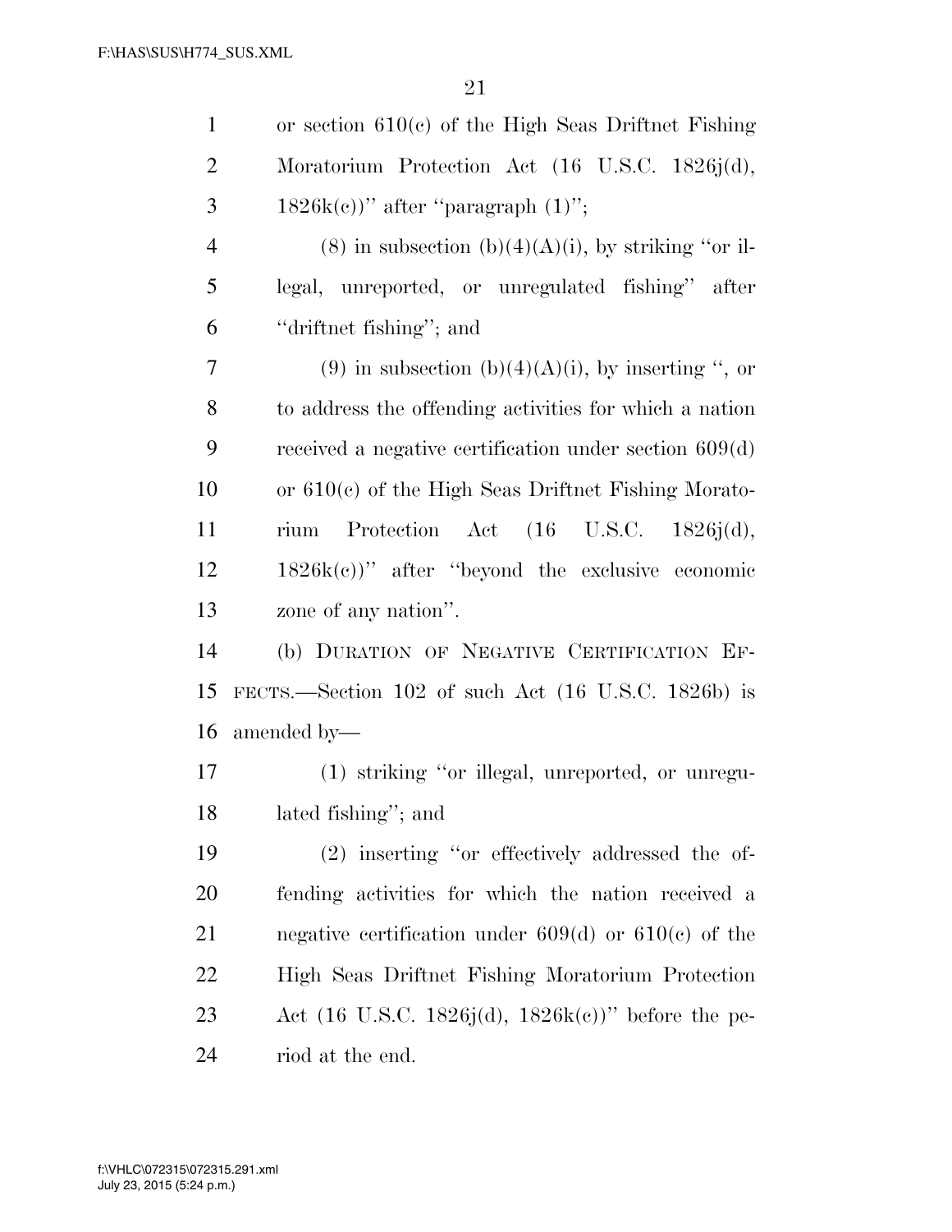or section 610(c) of the High Seas Driftnet Fishing Moratorium Protection Act (16 U.S.C. 1826j(d), 1826k(c))'' after ''paragraph (1)'';

(8) in subsection (b)(4)(A)(i), by striking ''or illegal, unreported, or unregulated fishing'' after ''driftnet fishing''; and

(9) in subsection (b)(4)(A)(i), by inserting '', or to address the offending activities for which a nation received a negative certification under section 609(d) or 610(c) of the High Seas Driftnet Fishing Moratorium Protection Act (16 U.S.C. 1826j(d), 1826k(c))'' after ''beyond the exclusive economic zone of any nation''.

(b) DURATION OF NEGATIVE CERTIFICATION EFFECTS.—Section 102 of such Act (16 U.S.C. 1826b) is amended by—

(1) striking ''or illegal, unreported, or unregulated fishing''; and

(2) inserting ''or effectively addressed the offending activities for which the nation received a negative certification under 609(d) or 610(c) of the High Seas Driftnet Fishing Moratorium Protection Act (16 U.S.C. 1826j(d), 1826k(c))'' before the period at the end.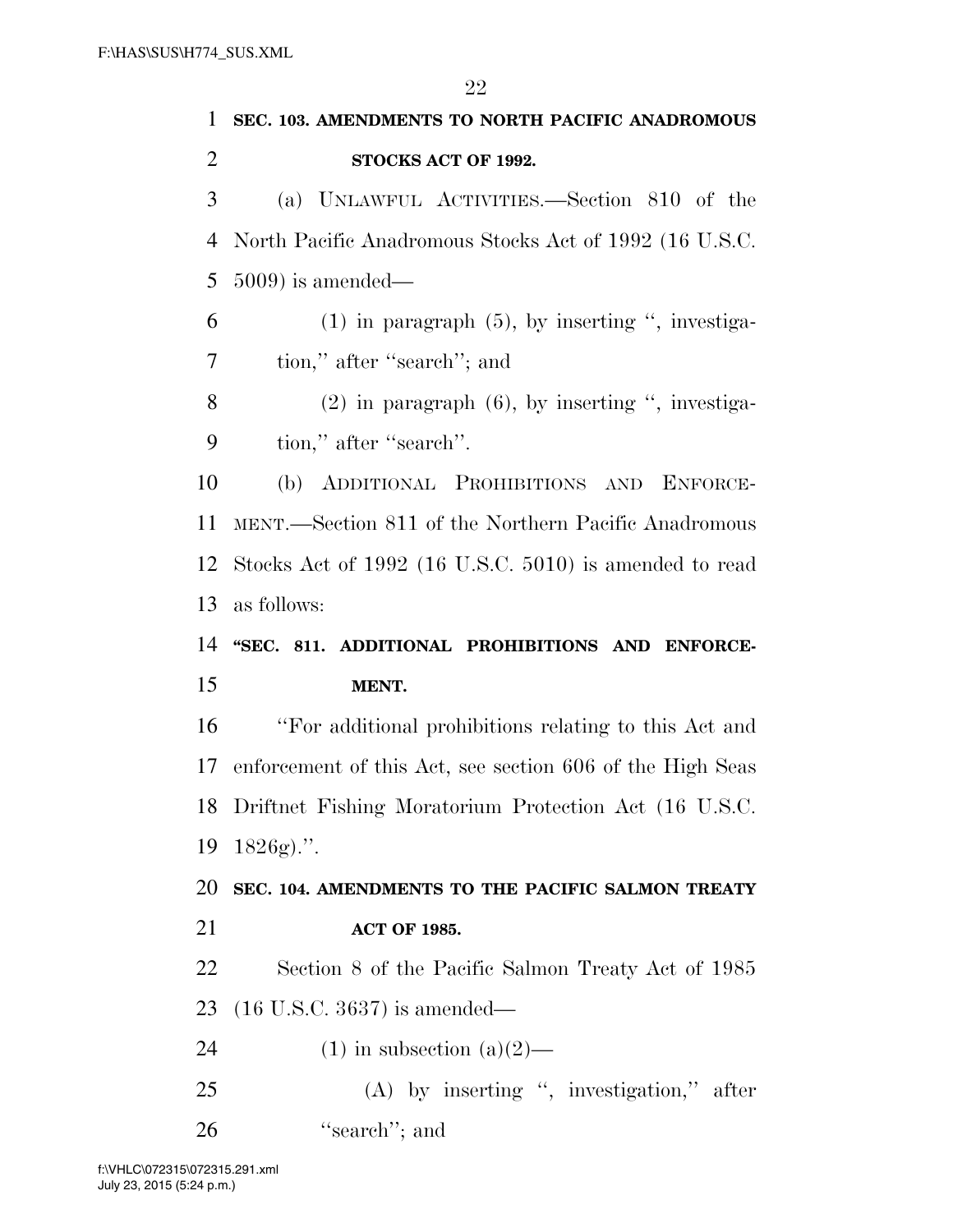**SEC. 103. AMENDMENTS TO NORTH PACIFIC ANADROMOUS STOCKS ACT OF 1992.**

(a) UNLAWFUL ACTIVITIES.—Section 810 of the North Pacific Anadromous Stocks Act of 1992 (16 U.S.C. 5009) is amended—

(1) in paragraph (5), by inserting ", investigation," after "search"; and

(2) in paragraph (6), by inserting ", investigation," after "search".

(b) ADDITIONAL PROHIBITIONS AND ENFORCEMENT.—Section 811 of the Northern Pacific Anadromous Stocks Act of 1992 (16 U.S.C. 5010) is amended to read as follows:

**"SEC. 811. ADDITIONAL PROHIBITIONS AND ENFORCEMENT.**

"For additional prohibitions relating to this Act and enforcement of this Act, see section 606 of the High Seas Driftnet Fishing Moratorium Protection Act (16 U.S.C. 1826g).".

**SEC. 104. AMENDMENTS TO THE PACIFIC SALMON TREATY ACT OF 1985.**

Section 8 of the Pacific Salmon Treaty Act of 1985 (16 U.S.C. 3637) is amended—

(1) in subsection (a)(2)—

(A) by inserting ", investigation," after "search"; and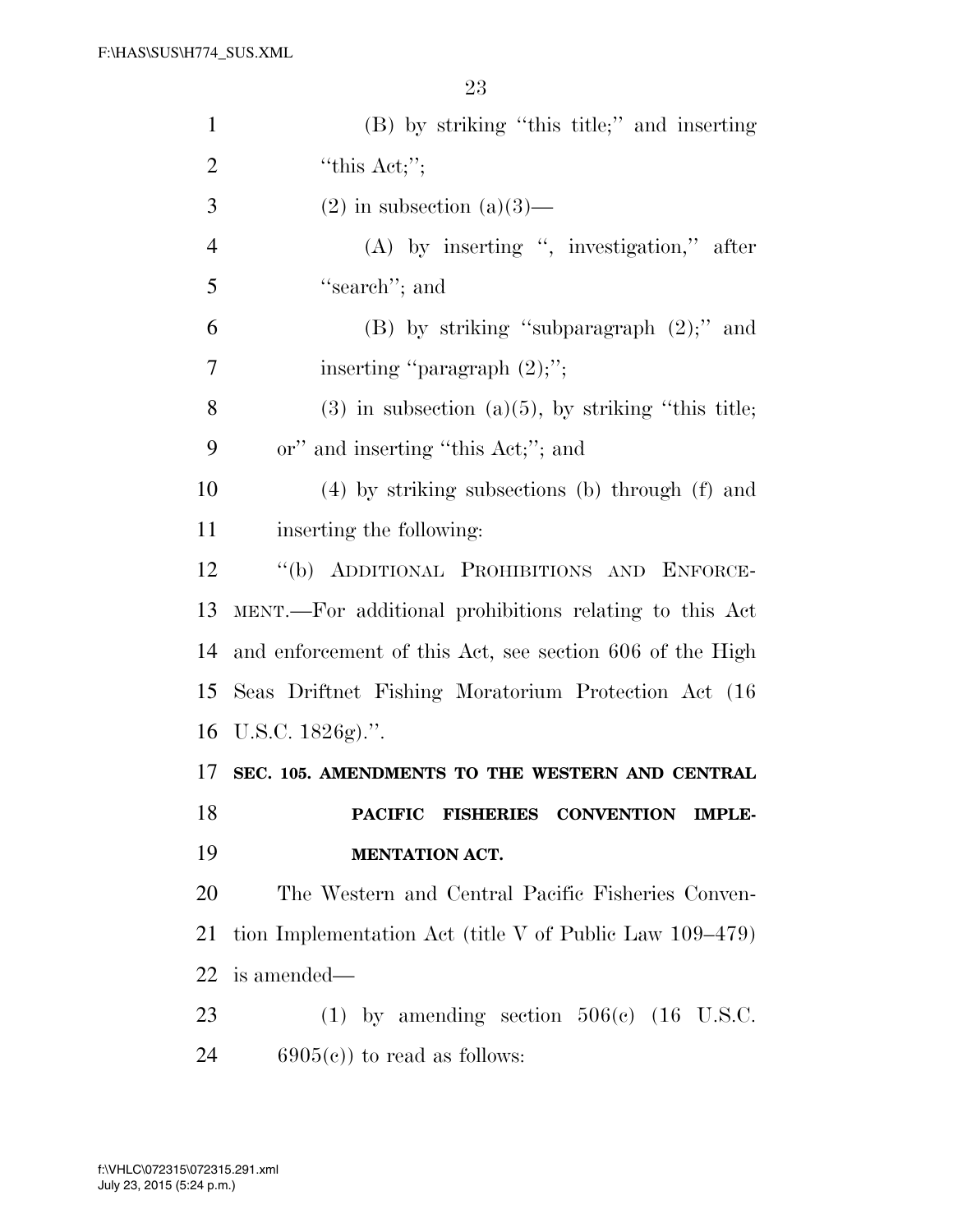(B) by striking "this title;" and inserting "this Act;";

(2) in subsection (a)(3)—

(A) by inserting ", investigation," after "search"; and

(B) by striking "subparagraph (2);" and inserting "paragraph (2);";

(3) in subsection (a)(5), by striking "this title; or" and inserting "this Act;"; and

(4) by striking subsections (b) through (f) and inserting the following:

"(b) ADDITIONAL PROHIBITIONS AND ENFORCEMENT.—For additional prohibitions relating to this Act and enforcement of this Act, see section 606 of the High Seas Driftnet Fishing Moratorium Protection Act (16 U.S.C. 1826g).".

**SEC. 105. AMENDMENTS TO THE WESTERN AND CENTRAL PACIFIC FISHERIES CONVENTION IMPLEMENTATION ACT.**

The Western and Central Pacific Fisheries Convention Implementation Act (title V of Public Law 109–479) is amended—

(1) by amending section 506(c) (16 U.S.C. 6905(c)) to read as follows: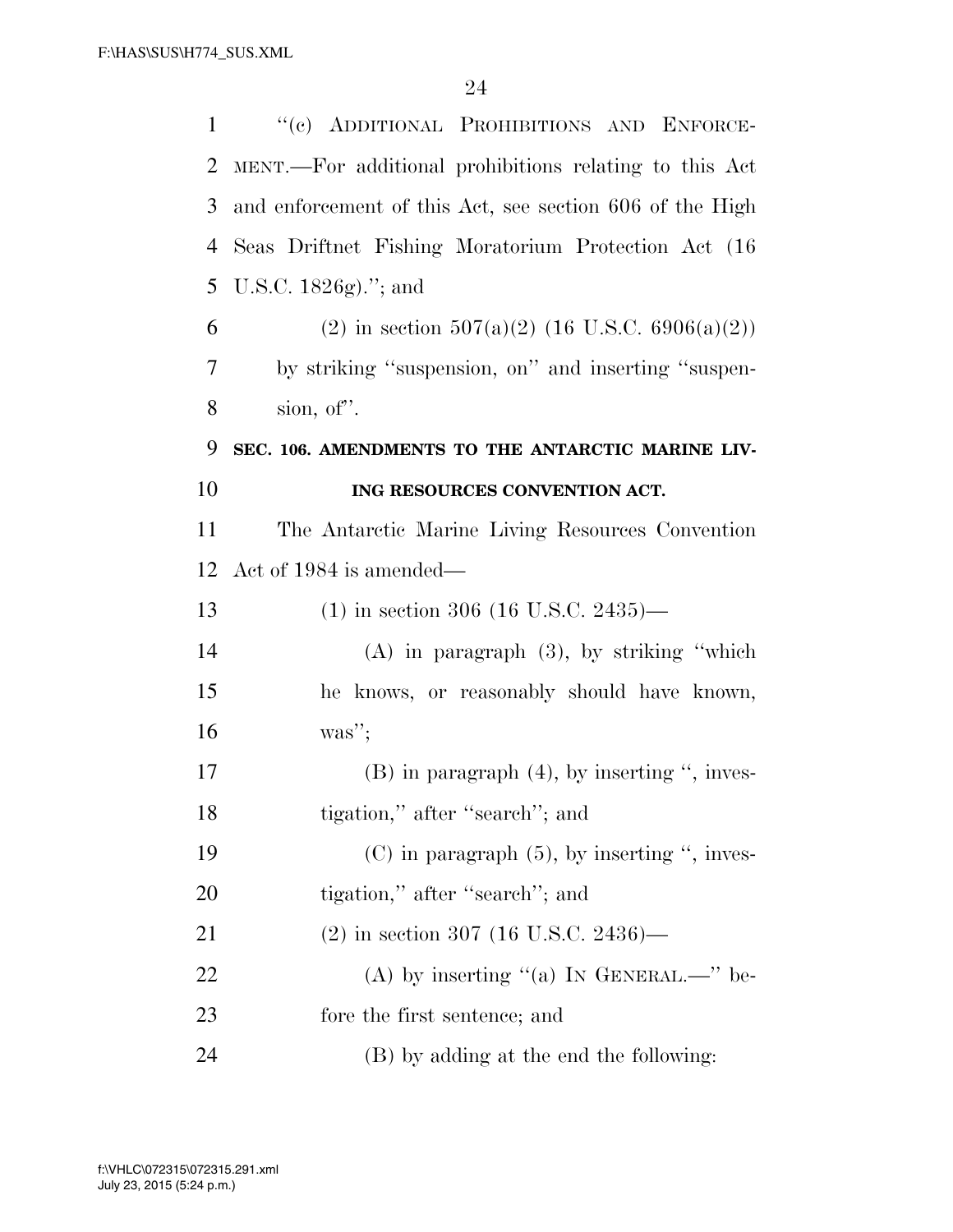"(c) ADDITIONAL PROHIBITIONS AND ENFORCEMENT.—For additional prohibitions relating to this Act and enforcement of this Act, see section 606 of the High Seas Driftnet Fishing Moratorium Protection Act (16 U.S.C. 1826g)."; and

(2) in section 507(a)(2) (16 U.S.C. 6906(a)(2)) by striking "suspension, on" and inserting "suspension, of".

**SEC. 106. AMENDMENTS TO THE ANTARCTIC MARINE LIVING RESOURCES CONVENTION ACT.**

The Antarctic Marine Living Resources Convention Act of 1984 is amended—

(1) in section 306 (16 U.S.C. 2435)—

(A) in paragraph (3), by striking "which he knows, or reasonably should have known, was";

(B) in paragraph (4), by inserting ", investigation," after "search"; and

(C) in paragraph (5), by inserting ", investigation," after "search"; and

(2) in section 307 (16 U.S.C. 2436)—

(A) by inserting "(a) IN GENERAL.—" before the first sentence; and

(B) by adding at the end the following: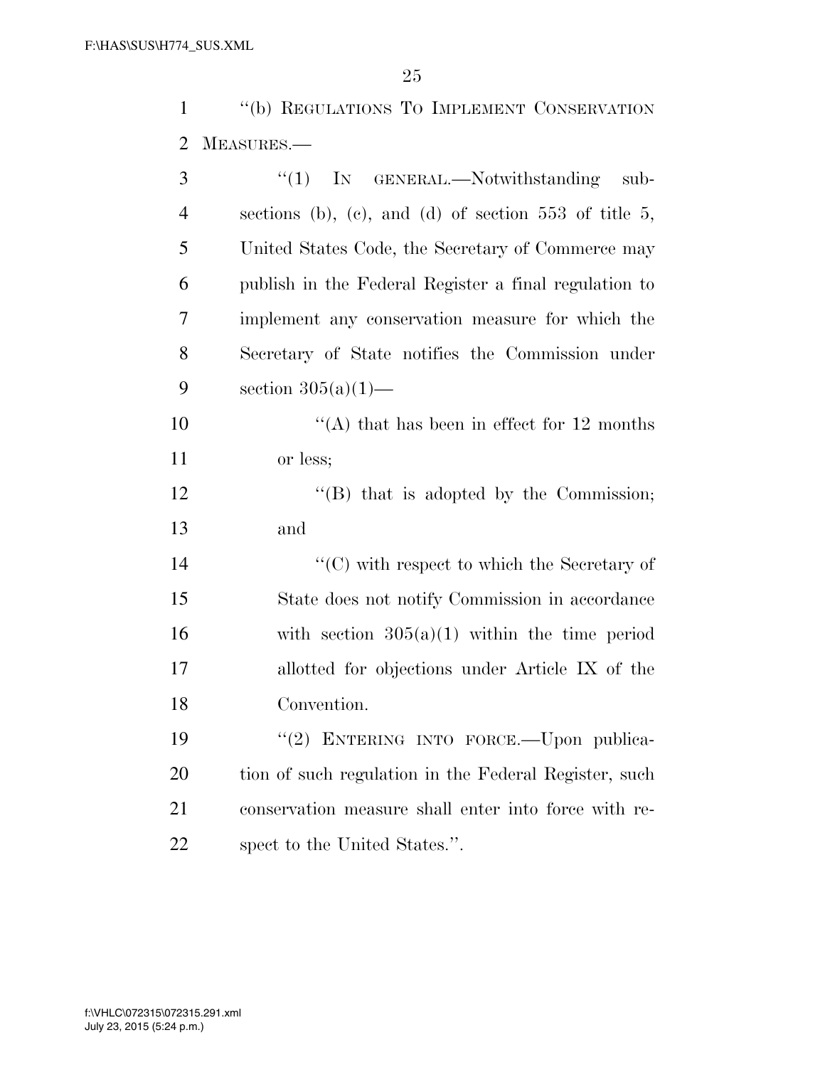"(b) REGULATIONS TO IMPLEMENT CONSERVATION MEASURES.—

"(1) IN GENERAL.—Notwithstanding subsections (b), (c), and (d) of section 553 of title 5, United States Code, the Secretary of Commerce may publish in the Federal Register a final regulation to implement any conservation measure for which the Secretary of State notifies the Commission under section 305(a)(1)—

"(A) that has been in effect for 12 months or less;

"(B) that is adopted by the Commission; and

"(C) with respect to which the Secretary of State does not notify Commission in accordance with section 305(a)(1) within the time period allotted for objections under Article IX of the Convention.

"(2) ENTERING INTO FORCE.—Upon publication of such regulation in the Federal Register, such conservation measure shall enter into force with respect to the United States.".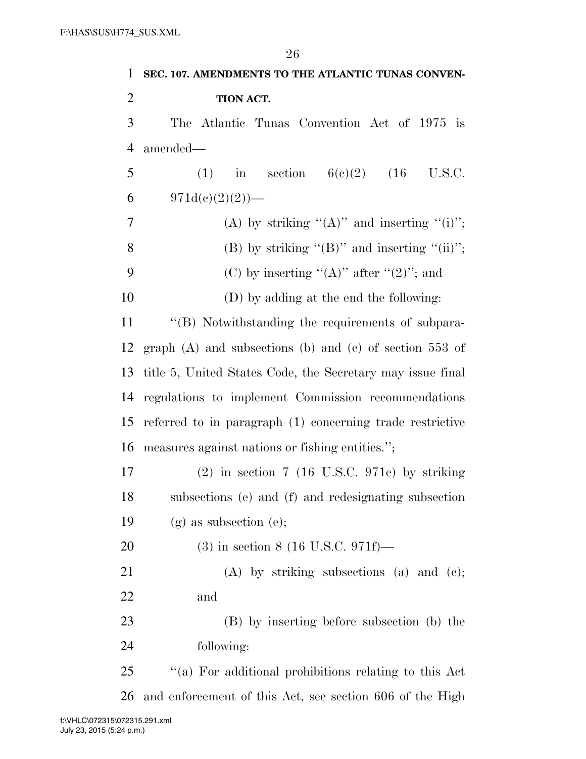**SEC. 107. AMENDMENTS TO THE ATLANTIC TUNAS CONVENTION ACT.**

The Atlantic Tunas Convention Act of 1975 is amended—

(1) in section 6(c)(2) (16 U.S.C. 971d(c)(2)(2))—

(A) by striking "(A)" and inserting "(i)";

(B) by striking "(B)" and inserting "(ii)";

(C) by inserting "(A)" after "(2)"; and

(D) by adding at the end the following:

"(B) Notwithstanding the requirements of subparagraph (A) and subsections (b) and (c) of section 553 of title 5, United States Code, the Secretary may issue final regulations to implement Commission recommendations referred to in paragraph (1) concerning trade restrictive measures against nations or fishing entities.";

(2) in section 7 (16 U.S.C. 971e) by striking subsections (e) and (f) and redesignating subsection (g) as subsection (e);

(3) in section 8 (16 U.S.C. 971f)—

(A) by striking subsections (a) and (c); and

(B) by inserting before subsection (b) the following:

"(a) For additional prohibitions relating to this Act and enforcement of this Act, see section 606 of the High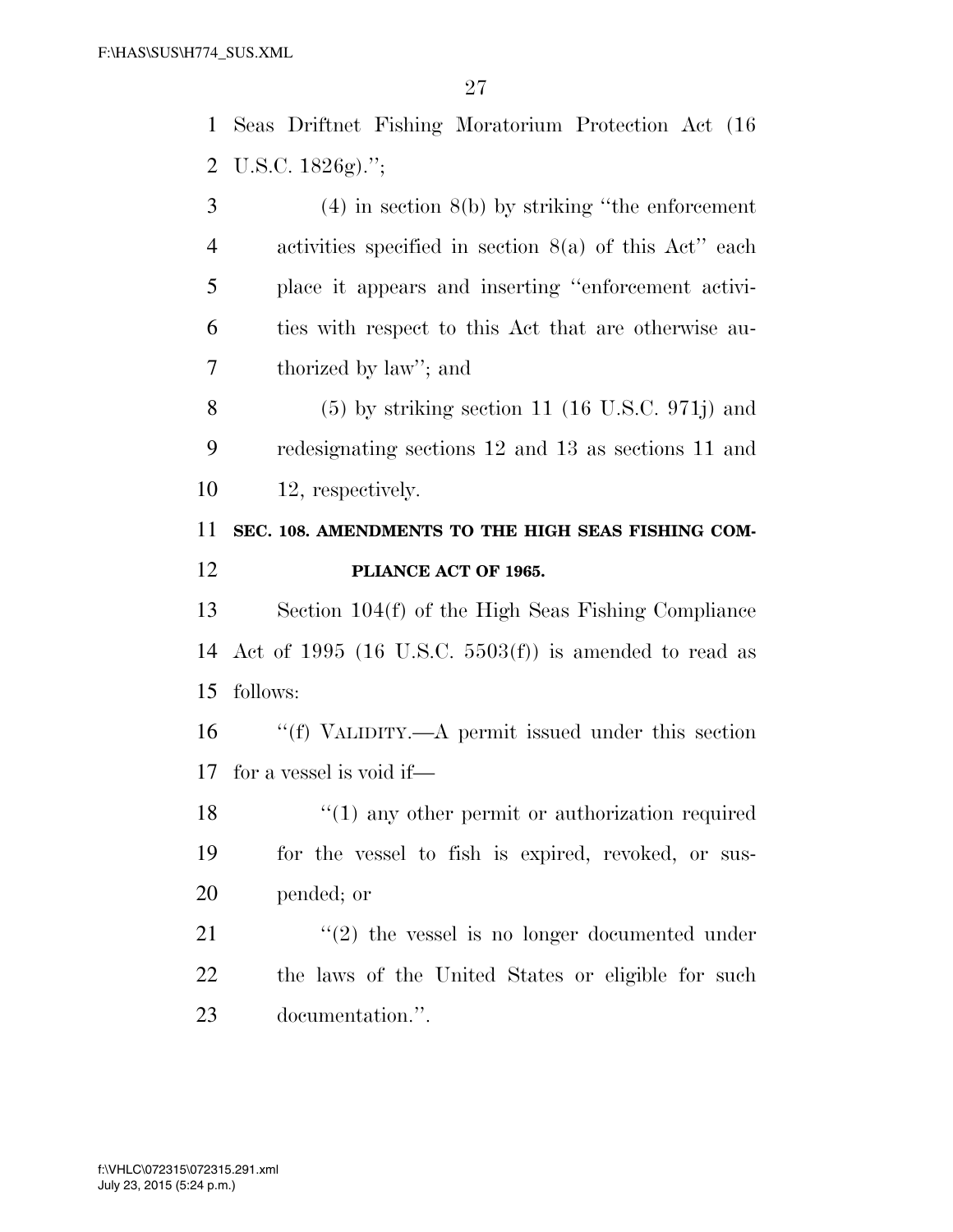Seas Driftnet Fishing Moratorium Protection Act (16 U.S.C. 1826g).'';

(4) in section 8(b) by striking ''the enforcement activities specified in section 8(a) of this Act'' each place it appears and inserting ''enforcement activities with respect to this Act that are otherwise authorized by law''; and

(5) by striking section 11 (16 U.S.C. 971j) and redesignating sections 12 and 13 as sections 11 and 12, respectively.

**SEC. 108. AMENDMENTS TO THE HIGH SEAS FISHING COMPLIANCE ACT OF 1965.**

Section 104(f) of the High Seas Fishing Compliance Act of 1995 (16 U.S.C. 5503(f)) is amended to read as follows:

''(f) VALIDITY.—A permit issued under this section for a vessel is void if—

''(1) any other permit or authorization required for the vessel to fish is expired, revoked, or suspended; or

''(2) the vessel is no longer documented under the laws of the United States or eligible for such documentation.''.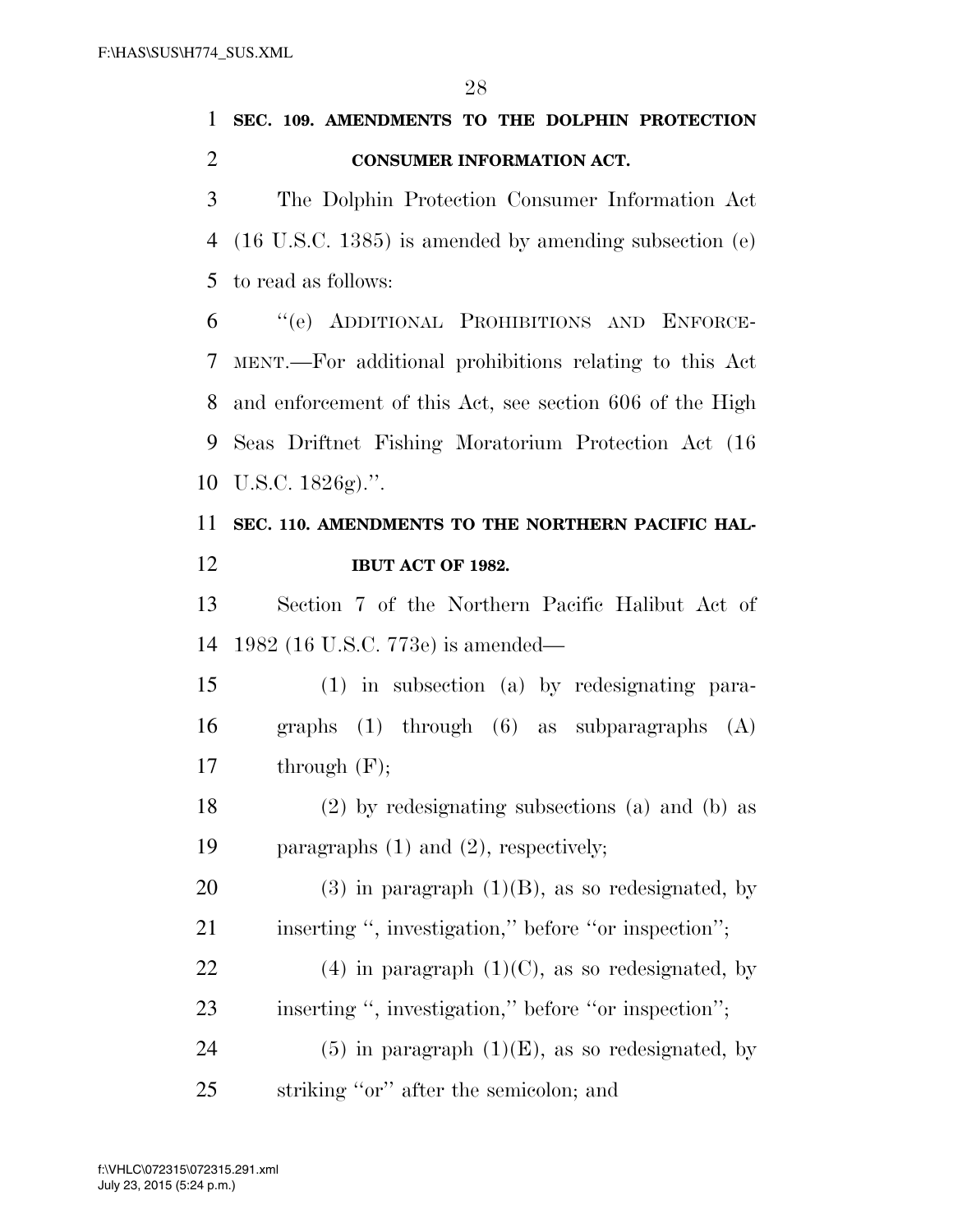**SEC. 109. AMENDMENTS TO THE DOLPHIN PROTECTION CONSUMER INFORMATION ACT.**

The Dolphin Protection Consumer Information Act (16 U.S.C. 1385) is amended by amending subsection (e) to read as follows:

"(e) ADDITIONAL PROHIBITIONS AND ENFORCEMENT.—For additional prohibitions relating to this Act and enforcement of this Act, see section 606 of the High Seas Driftnet Fishing Moratorium Protection Act (16 U.S.C. 1826g).".

**SEC. 110. AMENDMENTS TO THE NORTHERN PACIFIC HALIBUT ACT OF 1982.**

Section 7 of the Northern Pacific Halibut Act of 1982 (16 U.S.C. 773e) is amended—

(1) in subsection (a) by redesignating paragraphs (1) through (6) as subparagraphs (A) through (F);

(2) by redesignating subsections (a) and (b) as paragraphs (1) and (2), respectively;

(3) in paragraph (1)(B), as so redesignated, by inserting ", investigation," before "or inspection";

(4) in paragraph (1)(C), as so redesignated, by inserting ", investigation," before "or inspection";

(5) in paragraph (1)(E), as so redesignated, by striking "or" after the semicolon; and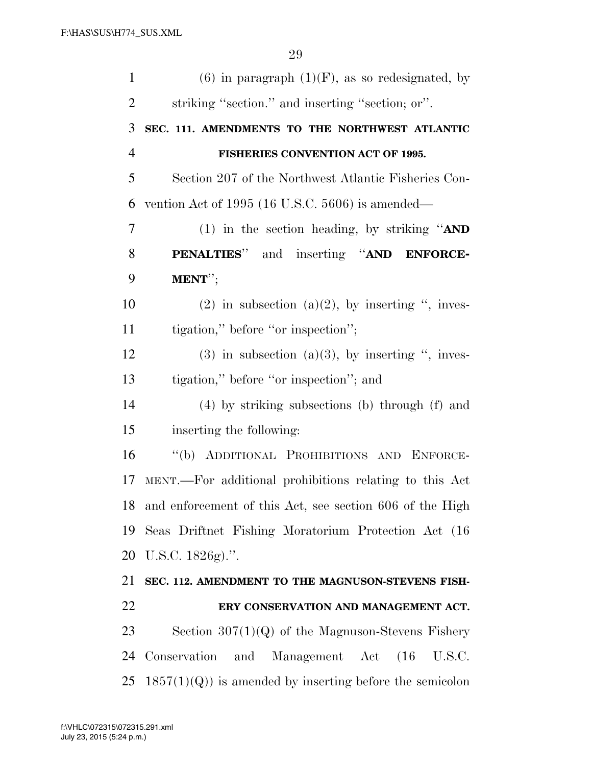(6) in paragraph (1)(F), as so redesignated, by striking "section." and inserting "section; or".

**SEC. 111. AMENDMENTS TO THE NORTHWEST ATLANTIC FISHERIES CONVENTION ACT OF 1995.**

Section 207 of the Northwest Atlantic Fisheries Convention Act of 1995 (16 U.S.C. 5606) is amended—

(1) in the section heading, by striking "**AND PENALTIES**" and inserting "**AND ENFORCEMENT**";

(2) in subsection (a)(2), by inserting ", investigation," before "or inspection";

(3) in subsection (a)(3), by inserting ", investigation," before "or inspection"; and

(4) by striking subsections (b) through (f) and inserting the following:

"(b) ADDITIONAL PROHIBITIONS AND ENFORCEMENT.—For additional prohibitions relating to this Act and enforcement of this Act, see section 606 of the High Seas Driftnet Fishing Moratorium Protection Act (16 U.S.C. 1826g).".

**SEC. 112. AMENDMENT TO THE MAGNUSON-STEVENS FISHERY CONSERVATION AND MANAGEMENT ACT.**

Section 307(1)(Q) of the Magnuson-Stevens Fishery Conservation and Management Act (16 U.S.C. 1857(1)(Q)) is amended by inserting before the semicolon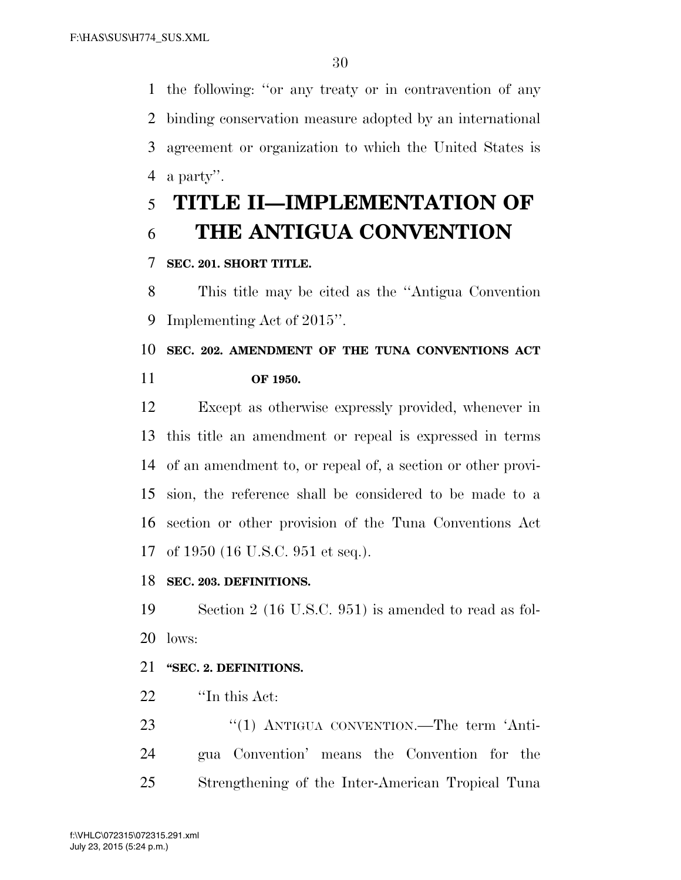the following: ''or any treaty or in contravention of any binding conservation measure adopted by an international agreement or organization to which the United States is a party''.

# TITLE II—IMPLEMENTATION OF THE ANTIGUA CONVENTION

**SEC. 201. SHORT TITLE.**

This title may be cited as the ''Antigua Convention Implementing Act of 2015''.

**SEC. 202. AMENDMENT OF THE TUNA CONVENTIONS ACT OF 1950.**

Except as otherwise expressly provided, whenever in this title an amendment or repeal is expressed in terms of an amendment to, or repeal of, a section or other provision, the reference shall be considered to be made to a section or other provision of the Tuna Conventions Act of 1950 (16 U.S.C. 951 et seq.).

**SEC. 203. DEFINITIONS.**

Section 2 (16 U.S.C. 951) is amended to read as follows:

**''SEC. 2. DEFINITIONS.**

''In this Act:

''(1) ANTIGUA CONVENTION.—The term 'Antigua Convention' means the Convention for the Strengthening of the Inter-American Tropical Tuna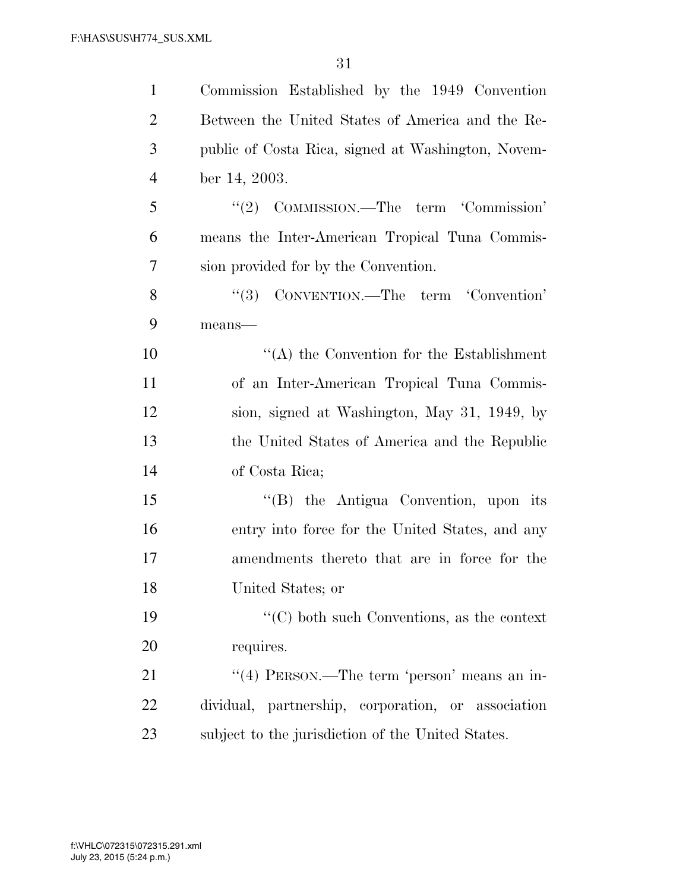Commission Established by the 1949 Convention Between the United States of America and the Republic of Costa Rica, signed at Washington, November 14, 2003.

''(2) COMMISSION.—The term 'Commission' means the Inter-American Tropical Tuna Commission provided for by the Convention.

''(3) CONVENTION.—The term 'Convention' means—

''(A) the Convention for the Establishment of an Inter-American Tropical Tuna Commission, signed at Washington, May 31, 1949, by the United States of America and the Republic of Costa Rica;

''(B) the Antigua Convention, upon its entry into force for the United States, and any amendments thereto that are in force for the United States; or

''(C) both such Conventions, as the context requires.

''(4) PERSON.—The term 'person' means an individual, partnership, corporation, or association subject to the jurisdiction of the United States.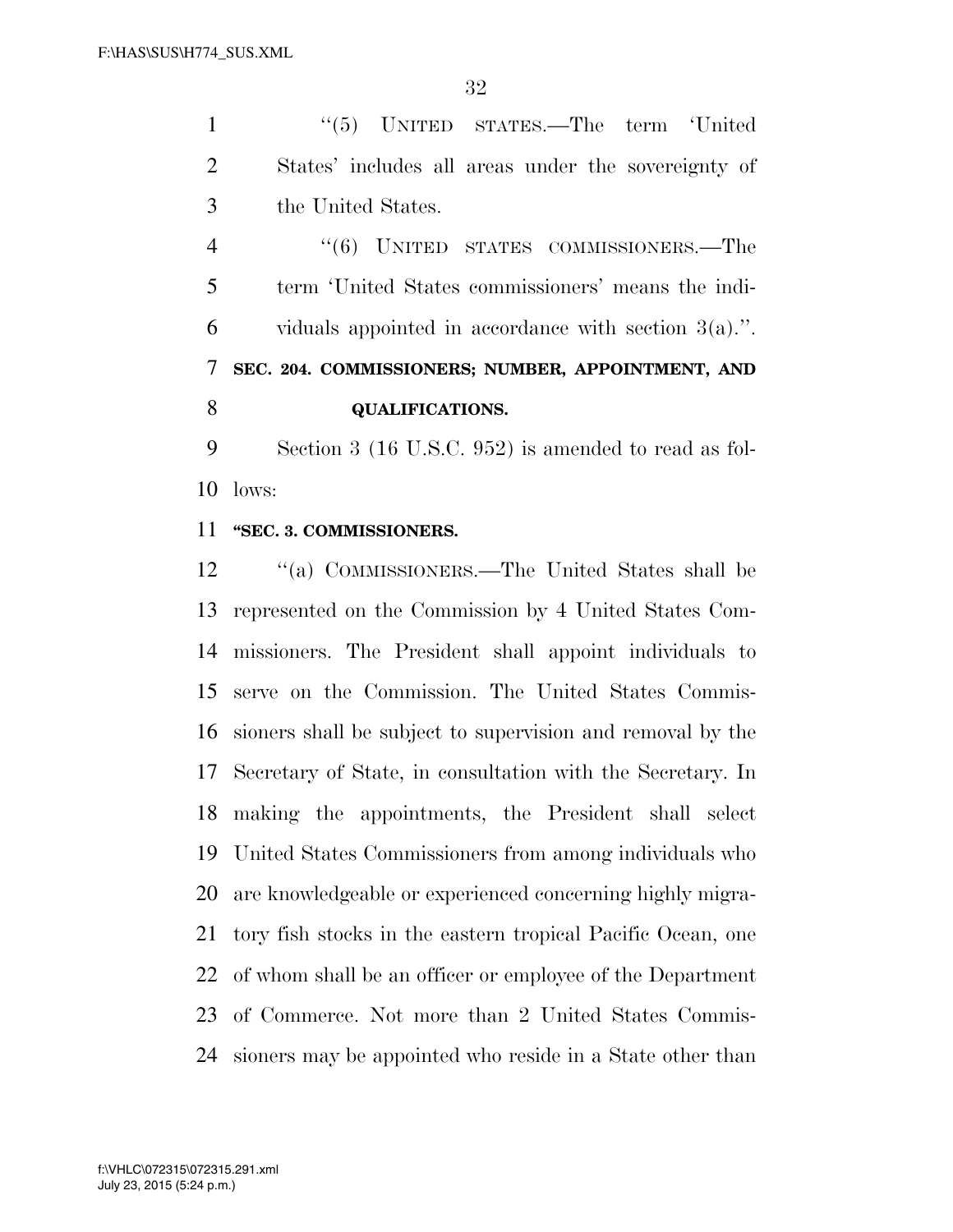''(5) UNITED STATES.—The term 'United States' includes all areas under the sovereignty of the United States.

''(6) UNITED STATES COMMISSIONERS.—The term 'United States commissioners' means the individuals appointed in accordance with section 3(a).''.

**SEC. 204. COMMISSIONERS; NUMBER, APPOINTMENT, AND QUALIFICATIONS.**

Section 3 (16 U.S.C. 952) is amended to read as follows:

**''SEC. 3. COMMISSIONERS.**

''(a) COMMISSIONERS.—The United States shall be represented on the Commission by 4 United States Commissioners. The President shall appoint individuals to serve on the Commission. The United States Commissioners shall be subject to supervision and removal by the Secretary of State, in consultation with the Secretary. In making the appointments, the President shall select United States Commissioners from among individuals who are knowledgeable or experienced concerning highly migratory fish stocks in the eastern tropical Pacific Ocean, one of whom shall be an officer or employee of the Department of Commerce. Not more than 2 United States Commissioners may be appointed who reside in a State other than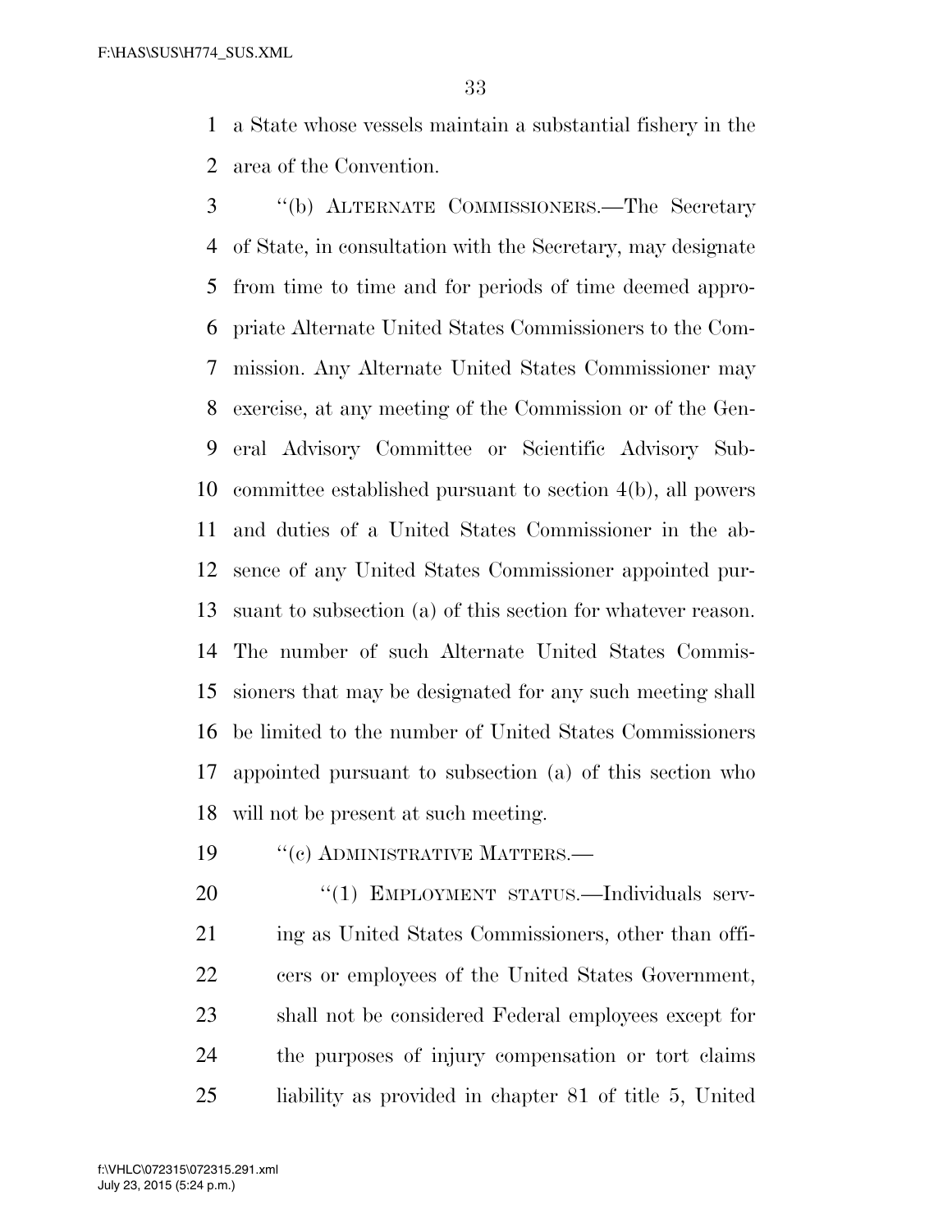a State whose vessels maintain a substantial fishery in the area of the Convention.

''(b) ALTERNATE COMMISSIONERS.—The Secretary of State, in consultation with the Secretary, may designate from time to time and for periods of time deemed appropriate Alternate United States Commissioners to the Commission. Any Alternate United States Commissioner may exercise, at any meeting of the Commission or of the General Advisory Committee or Scientific Advisory Subcommittee established pursuant to section 4(b), all powers and duties of a United States Commissioner in the absence of any United States Commissioner appointed pursuant to subsection (a) of this section for whatever reason. The number of such Alternate United States Commissioners that may be designated for any such meeting shall be limited to the number of United States Commissioners appointed pursuant to subsection (a) of this section who will not be present at such meeting.

''(c) ADMINISTRATIVE MATTERS.—

''(1) EMPLOYMENT STATUS.—Individuals serving as United States Commissioners, other than officers or employees of the United States Government, shall not be considered Federal employees except for the purposes of injury compensation or tort claims liability as provided in chapter 81 of title 5, United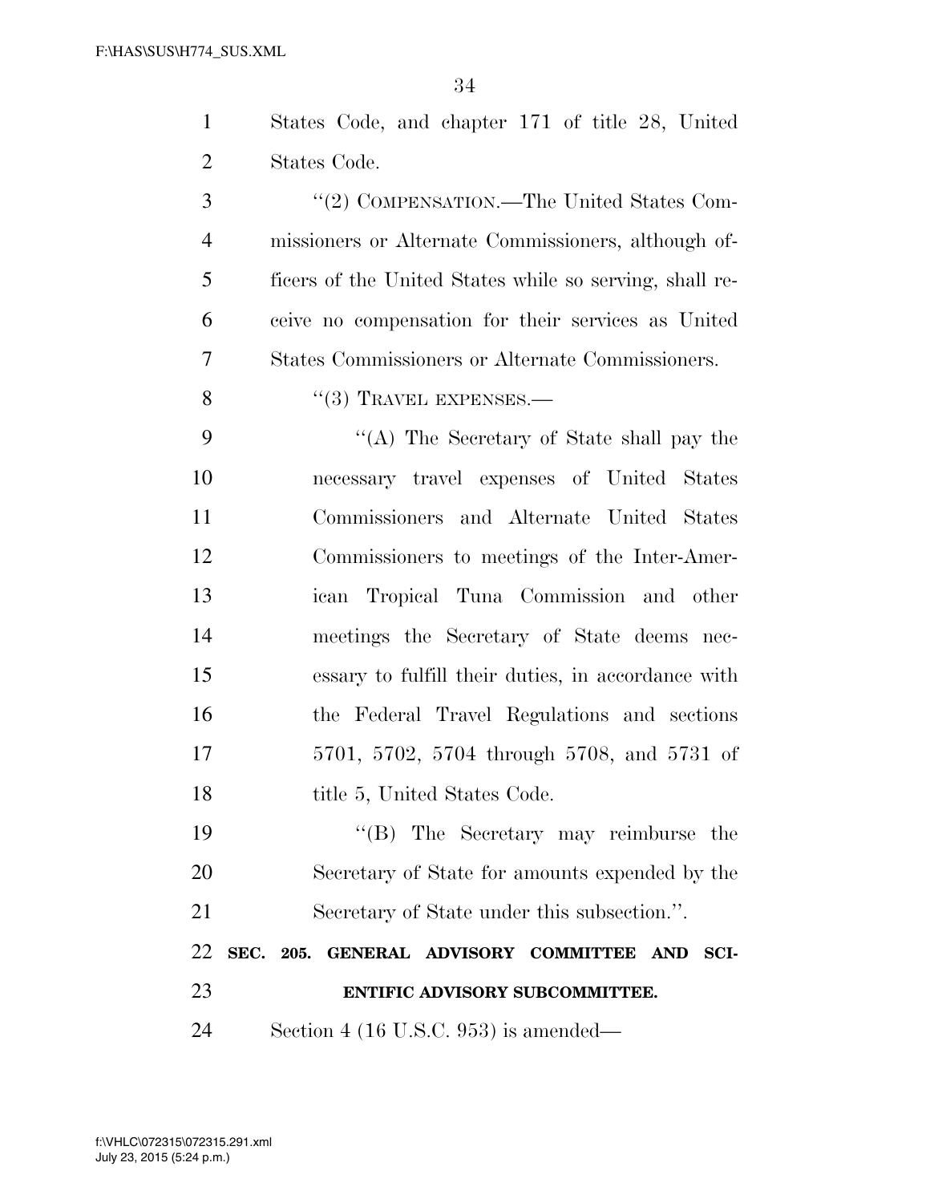States Code, and chapter 171 of title 28, United States Code.

"(2) COMPENSATION.—The United States Commissioners or Alternate Commissioners, although officers of the United States while so serving, shall receive no compensation for their services as United States Commissioners or Alternate Commissioners.

"(3) TRAVEL EXPENSES.—

"(A) The Secretary of State shall pay the necessary travel expenses of United States Commissioners and Alternate United States Commissioners to meetings of the Inter-American Tropical Tuna Commission and other meetings the Secretary of State deems necessary to fulfill their duties, in accordance with the Federal Travel Regulations and sections 5701, 5702, 5704 through 5708, and 5731 of title 5, United States Code.

"(B) The Secretary may reimburse the Secretary of State for amounts expended by the Secretary of State under this subsection.".

**SEC. 205. GENERAL ADVISORY COMMITTEE AND SCIENTIFIC ADVISORY SUBCOMMITTEE.**

Section 4 (16 U.S.C. 953) is amended—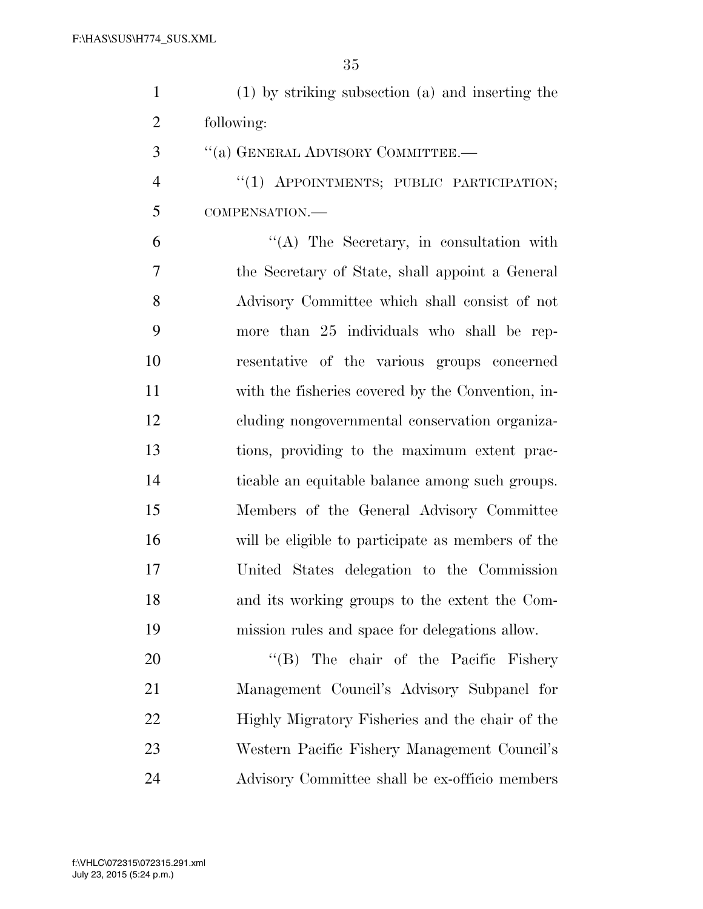(1) by striking subsection (a) and inserting the following:

"(a) GENERAL ADVISORY COMMITTEE.—

"(1) APPOINTMENTS; PUBLIC PARTICIPATION; COMPENSATION.—

"(A) The Secretary, in consultation with the Secretary of State, shall appoint a General Advisory Committee which shall consist of not more than 25 individuals who shall be representative of the various groups concerned with the fisheries covered by the Convention, including nongovernmental conservation organizations, providing to the maximum extent practicable an equitable balance among such groups. Members of the General Advisory Committee will be eligible to participate as members of the United States delegation to the Commission and its working groups to the extent the Commission rules and space for delegations allow.

"(B) The chair of the Pacific Fishery Management Council's Advisory Subpanel for Highly Migratory Fisheries and the chair of the Western Pacific Fishery Management Council's Advisory Committee shall be ex-officio members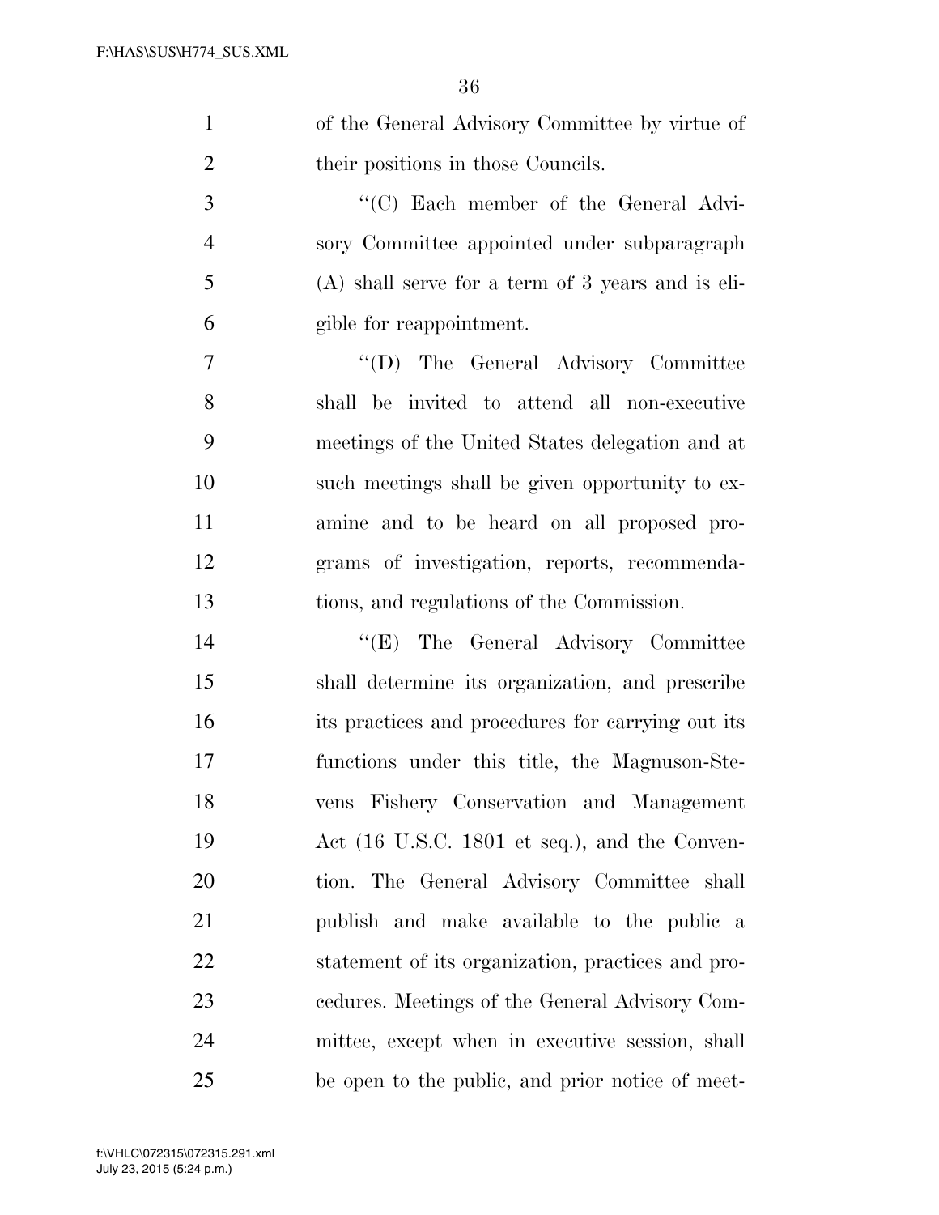of the General Advisory Committee by virtue of their positions in those Councils.

"(C) Each member of the General Advisory Committee appointed under subparagraph (A) shall serve for a term of 3 years and is eligible for reappointment.

"(D) The General Advisory Committee shall be invited to attend all non-executive meetings of the United States delegation and at such meetings shall be given opportunity to examine and to be heard on all proposed programs of investigation, reports, recommendations, and regulations of the Commission.

"(E) The General Advisory Committee shall determine its organization, and prescribe its practices and procedures for carrying out its functions under this title, the Magnuson-Stevens Fishery Conservation and Management Act (16 U.S.C. 1801 et seq.), and the Convention. The General Advisory Committee shall publish and make available to the public a statement of its organization, practices and procedures. Meetings of the General Advisory Committee, except when in executive session, shall be open to the public, and prior notice of meet-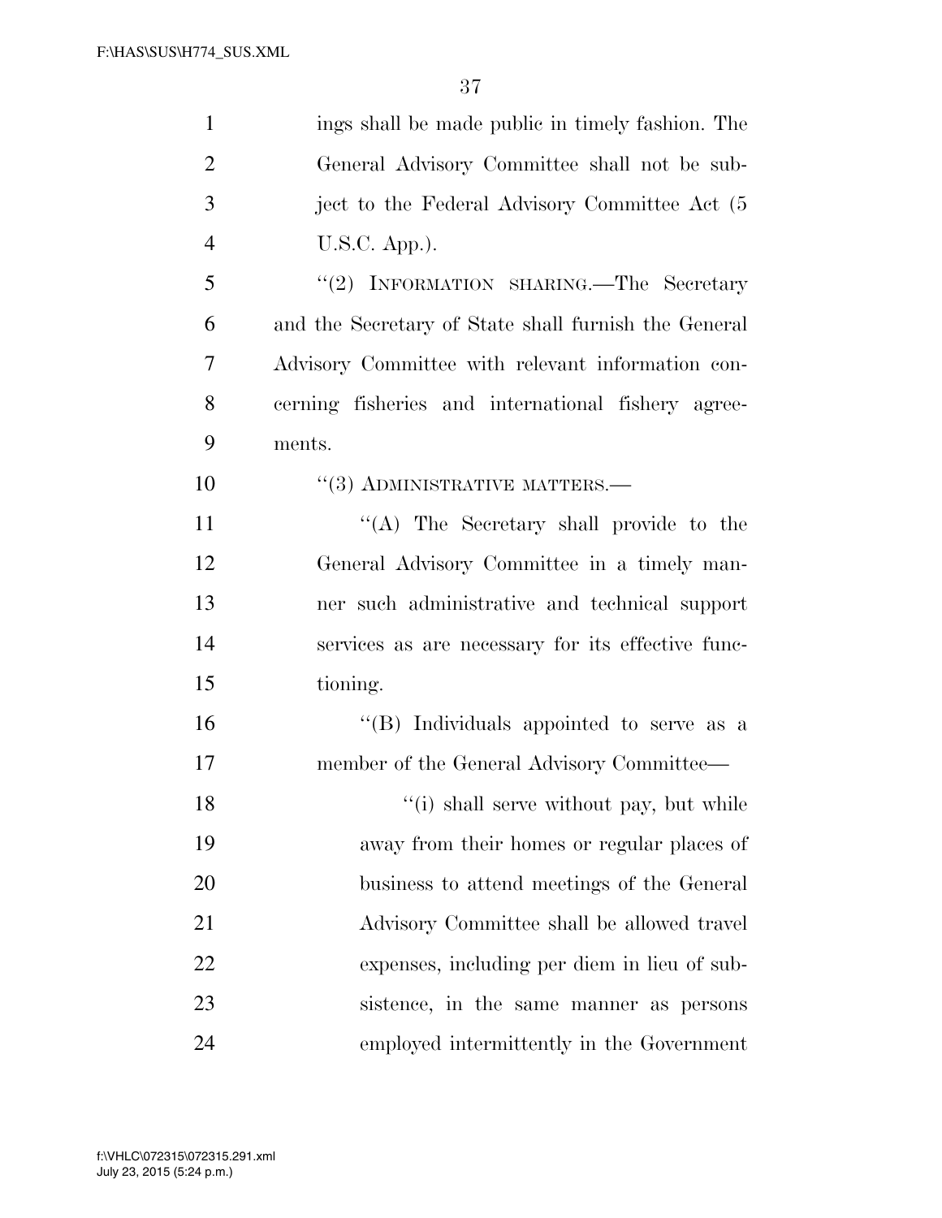ings shall be made public in timely fashion. The General Advisory Committee shall not be subject to the Federal Advisory Committee Act (5 U.S.C. App.).

''(2) INFORMATION SHARING.—The Secretary and the Secretary of State shall furnish the General Advisory Committee with relevant information concerning fisheries and international fishery agreements.

''(3) ADMINISTRATIVE MATTERS.—

''(A) The Secretary shall provide to the General Advisory Committee in a timely manner such administrative and technical support services as are necessary for its effective functioning.

''(B) Individuals appointed to serve as a member of the General Advisory Committee—

''(i) shall serve without pay, but while away from their homes or regular places of business to attend meetings of the General Advisory Committee shall be allowed travel expenses, including per diem in lieu of subsistence, in the same manner as persons employed intermittently in the Government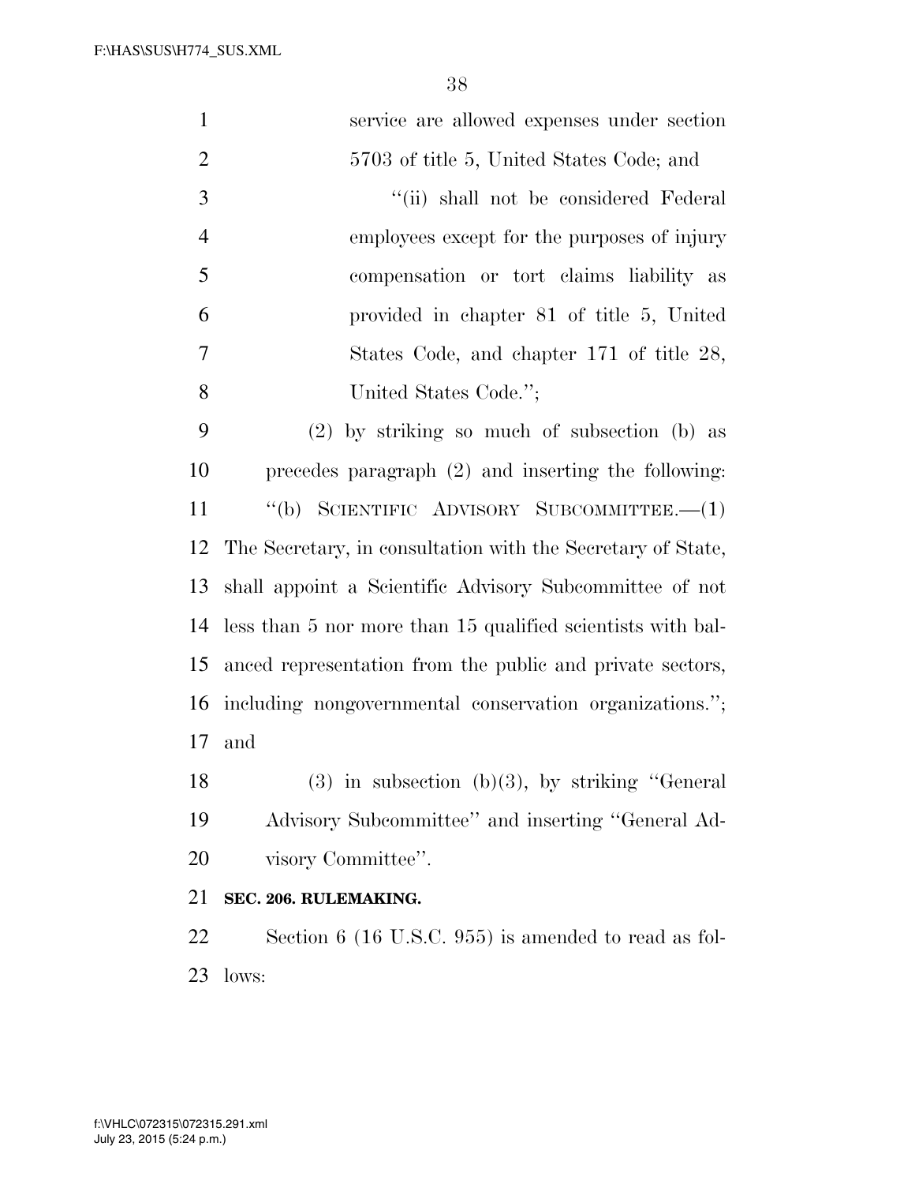service are allowed expenses under section 5703 of title 5, United States Code; and

''(ii) shall not be considered Federal employees except for the purposes of injury compensation or tort claims liability as provided in chapter 81 of title 5, United States Code, and chapter 171 of title 28, United States Code.'';

(2) by striking so much of subsection (b) as precedes paragraph (2) and inserting the following:

''(b) SCIENTIFIC ADVISORY SUBCOMMITTEE.—(1) The Secretary, in consultation with the Secretary of State, shall appoint a Scientific Advisory Subcommittee of not less than 5 nor more than 15 qualified scientists with balanced representation from the public and private sectors, including nongovernmental conservation organizations.''; and

(3) in subsection (b)(3), by striking ''General Advisory Subcommittee'' and inserting ''General Advisory Committee''.

**SEC. 206. RULEMAKING.**

Section 6 (16 U.S.C. 955) is amended to read as follows: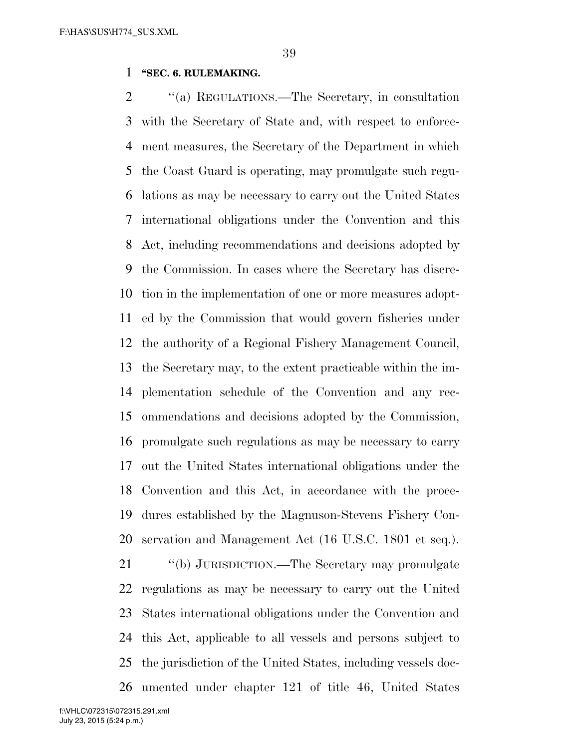**"SEC. 6. RULEMAKING.**

"(a) REGULATIONS.—The Secretary, in consultation with the Secretary of State and, with respect to enforcement measures, the Secretary of the Department in which the Coast Guard is operating, may promulgate such regulations as may be necessary to carry out the United States international obligations under the Convention and this Act, including recommendations and decisions adopted by the Commission. In cases where the Secretary has discretion in the implementation of one or more measures adopted by the Commission that would govern fisheries under the authority of a Regional Fishery Management Council, the Secretary may, to the extent practicable within the implementation schedule of the Convention and any recommendations and decisions adopted by the Commission, promulgate such regulations as may be necessary to carry out the United States international obligations under the Convention and this Act, in accordance with the procedures established by the Magnuson-Stevens Fishery Conservation and Management Act (16 U.S.C. 1801 et seq.).

"(b) JURISDICTION.—The Secretary may promulgate regulations as may be necessary to carry out the United States international obligations under the Convention and this Act, applicable to all vessels and persons subject to the jurisdiction of the United States, including vessels documented under chapter 121 of title 46, United States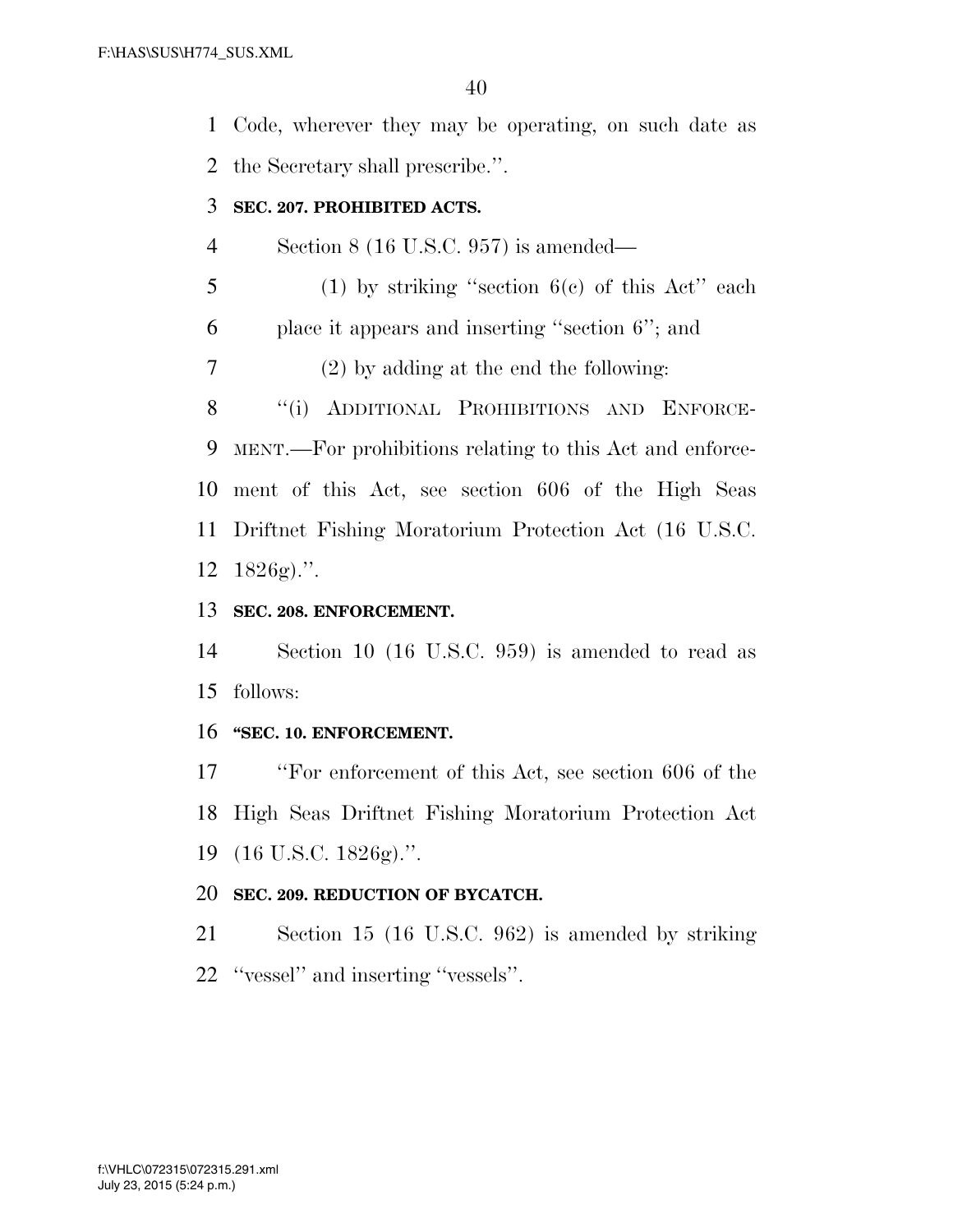Code, wherever they may be operating, on such date as the Secretary shall prescribe.''.

**SEC. 207. PROHIBITED ACTS.**

Section 8 (16 U.S.C. 957) is amended—

(1) by striking ''section 6(c) of this Act'' each place it appears and inserting ''section 6''; and

(2) by adding at the end the following:

''(i) ADDITIONAL PROHIBITIONS AND ENFORCEMENT.—For prohibitions relating to this Act and enforcement of this Act, see section 606 of the High Seas Driftnet Fishing Moratorium Protection Act (16 U.S.C. 1826g).''.

**SEC. 208. ENFORCEMENT.**

Section 10 (16 U.S.C. 959) is amended to read as follows:

**''SEC. 10. ENFORCEMENT.**

''For enforcement of this Act, see section 606 of the High Seas Driftnet Fishing Moratorium Protection Act (16 U.S.C. 1826g).''.

**SEC. 209. REDUCTION OF BYCATCH.**

Section 15 (16 U.S.C. 962) is amended by striking ''vessel'' and inserting ''vessels''.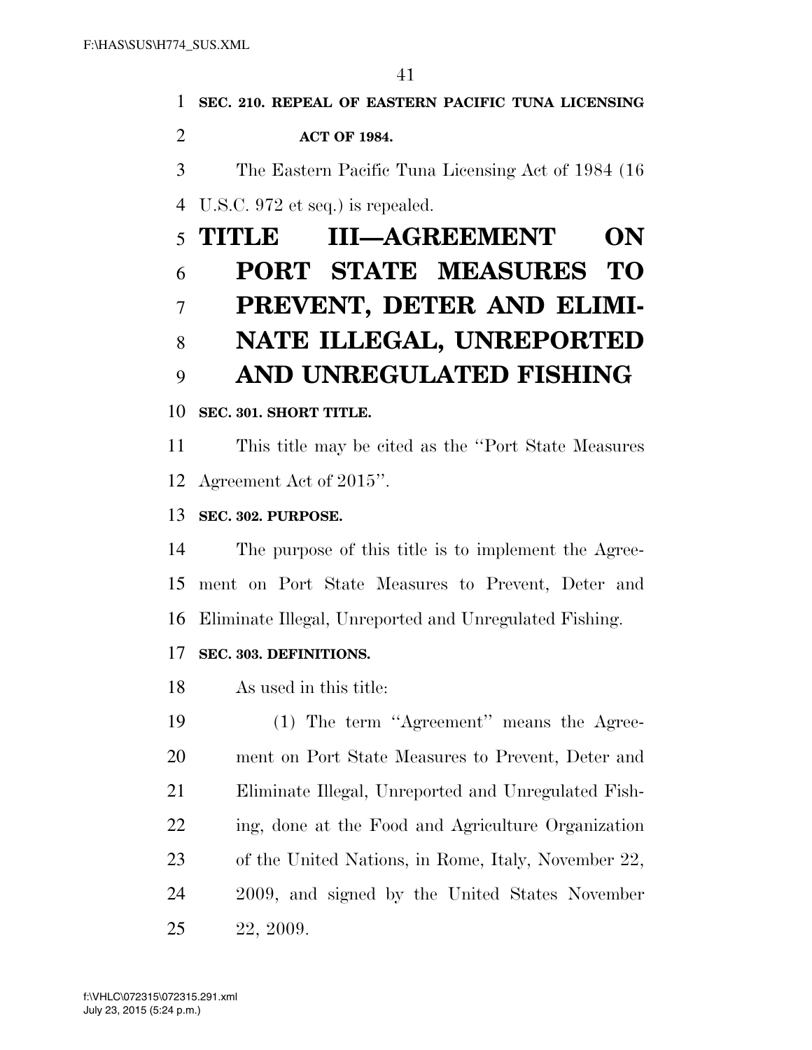**SEC. 210. REPEAL OF EASTERN PACIFIC TUNA LICENSING ACT OF 1984.**

The Eastern Pacific Tuna Licensing Act of 1984 (16 U.S.C. 972 et seq.) is repealed.

# TITLE III—AGREEMENT ON PORT STATE MEASURES TO PREVENT, DETER AND ELIMINATE ILLEGAL, UNREPORTED AND UNREGULATED FISHING

**SEC. 301. SHORT TITLE.**

This title may be cited as the ''Port State Measures Agreement Act of 2015''.

**SEC. 302. PURPOSE.**

The purpose of this title is to implement the Agreement on Port State Measures to Prevent, Deter and Eliminate Illegal, Unreported and Unregulated Fishing.

**SEC. 303. DEFINITIONS.**

As used in this title:

(1) The term ''Agreement'' means the Agreement on Port State Measures to Prevent, Deter and Eliminate Illegal, Unreported and Unregulated Fishing, done at the Food and Agriculture Organization of the United Nations, in Rome, Italy, November 22, 2009, and signed by the United States November 22, 2009.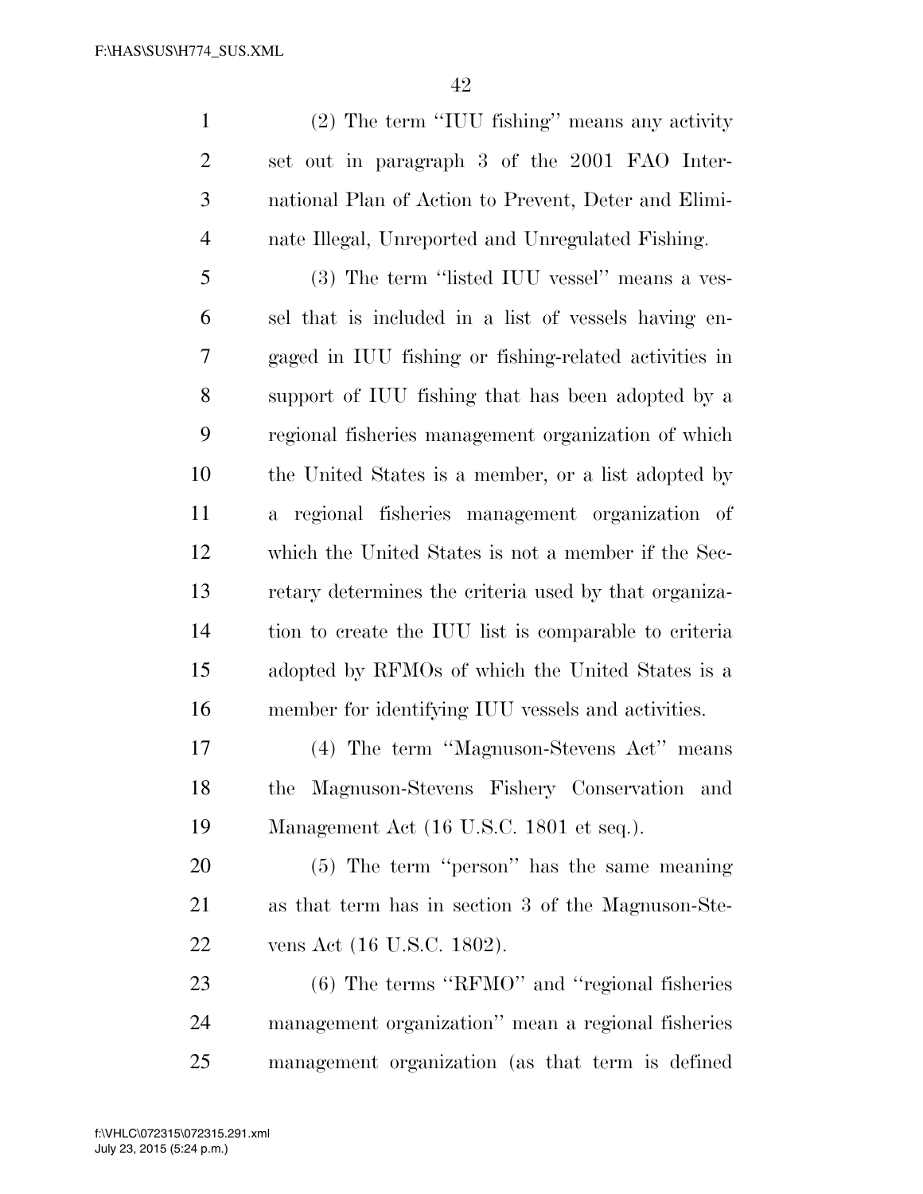(2) The term "IUU fishing" means any activity set out in paragraph 3 of the 2001 FAO International Plan of Action to Prevent, Deter and Eliminate Illegal, Unreported and Unregulated Fishing.

(3) The term "listed IUU vessel" means a vessel that is included in a list of vessels having engaged in IUU fishing or fishing-related activities in support of IUU fishing that has been adopted by a regional fisheries management organization of which the United States is a member, or a list adopted by a regional fisheries management organization of which the United States is not a member if the Secretary determines the criteria used by that organization to create the IUU list is comparable to criteria adopted by RFMOs of which the United States is a member for identifying IUU vessels and activities.

(4) The term "Magnuson-Stevens Act" means the Magnuson-Stevens Fishery Conservation and Management Act (16 U.S.C. 1801 et seq.).

(5) The term "person" has the same meaning as that term has in section 3 of the Magnuson-Stevens Act (16 U.S.C. 1802).

(6) The terms "RFMO" and "regional fisheries management organization" mean a regional fisheries management organization (as that term is defined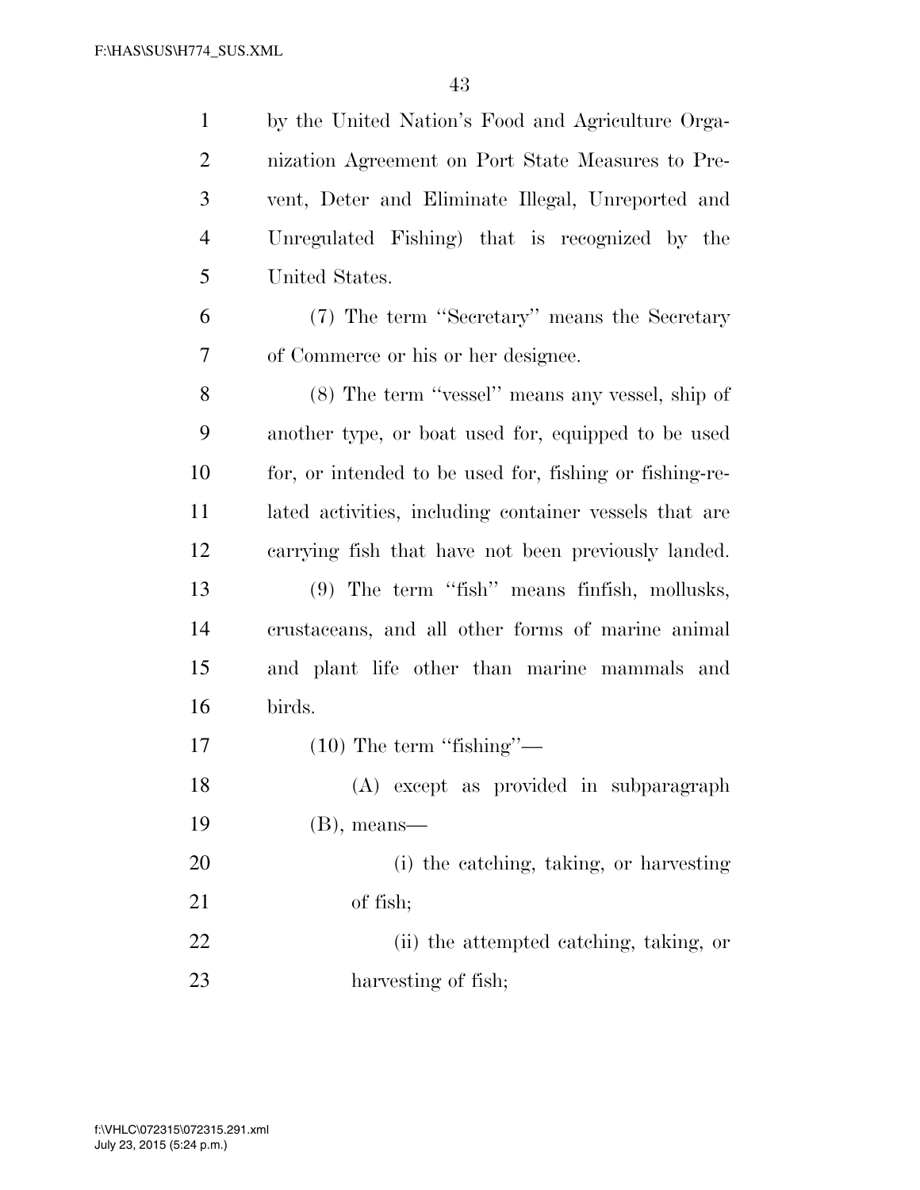by the United Nation's Food and Agriculture Organization Agreement on Port State Measures to Prevent, Deter and Eliminate Illegal, Unreported and Unregulated Fishing) that is recognized by the United States.

(7) The term "Secretary" means the Secretary of Commerce or his or her designee.

(8) The term "vessel" means any vessel, ship of another type, or boat used for, equipped to be used for, or intended to be used for, fishing or fishing-related activities, including container vessels that are carrying fish that have not been previously landed.

(9) The term "fish" means finfish, mollusks, crustaceans, and all other forms of marine animal and plant life other than marine mammals and birds.

(10) The term "fishing"—

(A) except as provided in subparagraph (B), means—

(i) the catching, taking, or harvesting of fish;

(ii) the attempted catching, taking, or harvesting of fish;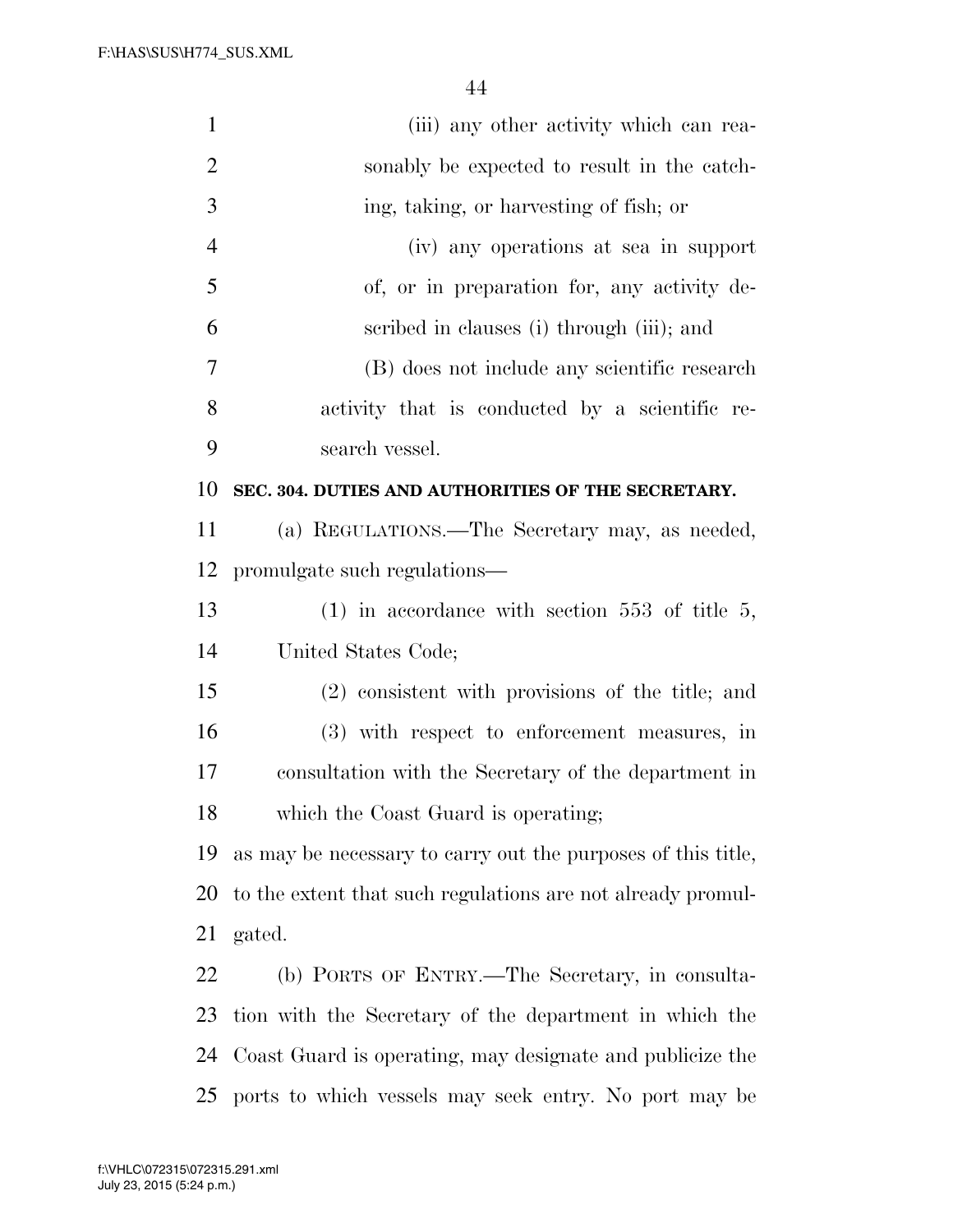(iii) any other activity which can reasonably be expected to result in the catching, taking, or harvesting of fish; or

(iv) any operations at sea in support of, or in preparation for, any activity described in clauses (i) through (iii); and

(B) does not include any scientific research activity that is conducted by a scientific research vessel.

**SEC. 304. DUTIES AND AUTHORITIES OF THE SECRETARY.**

(a) REGULATIONS.—The Secretary may, as needed, promulgate such regulations—

(1) in accordance with section 553 of title 5, United States Code;

(2) consistent with provisions of the title; and

(3) with respect to enforcement measures, in consultation with the Secretary of the department in which the Coast Guard is operating;

as may be necessary to carry out the purposes of this title, to the extent that such regulations are not already promulgated.

(b) PORTS OF ENTRY.—The Secretary, in consultation with the Secretary of the department in which the Coast Guard is operating, may designate and publicize the ports to which vessels may seek entry. No port may be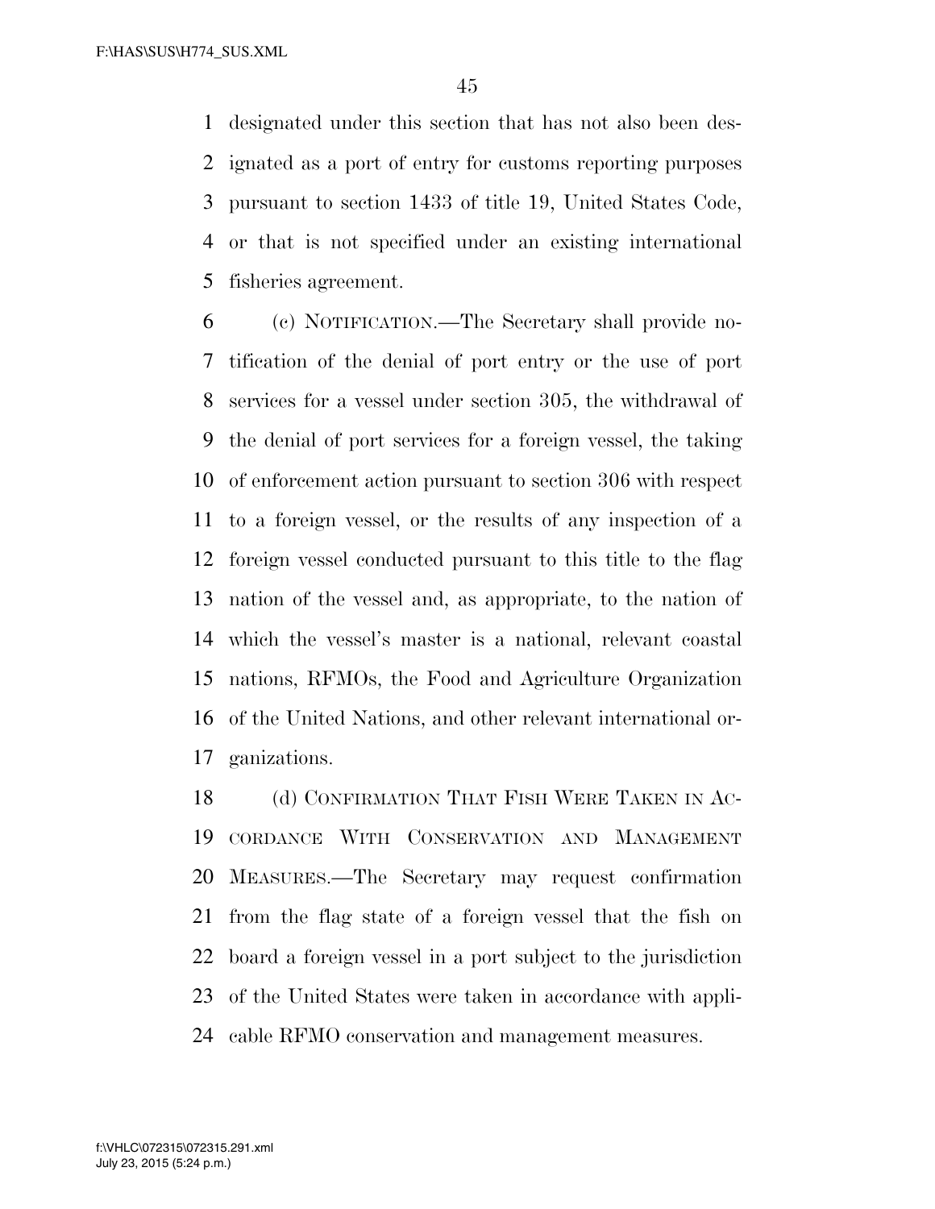designated under this section that has not also been designated as a port of entry for customs reporting purposes pursuant to section 1433 of title 19, United States Code, or that is not specified under an existing international fisheries agreement.

(c) NOTIFICATION.—The Secretary shall provide notification of the denial of port entry or the use of port services for a vessel under section 305, the withdrawal of the denial of port services for a foreign vessel, the taking of enforcement action pursuant to section 306 with respect to a foreign vessel, or the results of any inspection of a foreign vessel conducted pursuant to this title to the flag nation of the vessel and, as appropriate, to the nation of which the vessel's master is a national, relevant coastal nations, RFMOs, the Food and Agriculture Organization of the United Nations, and other relevant international organizations.

(d) CONFIRMATION THAT FISH WERE TAKEN IN ACCORDANCE WITH CONSERVATION AND MANAGEMENT MEASURES.—The Secretary may request confirmation from the flag state of a foreign vessel that the fish on board a foreign vessel in a port subject to the jurisdiction of the United States were taken in accordance with applicable RFMO conservation and management measures.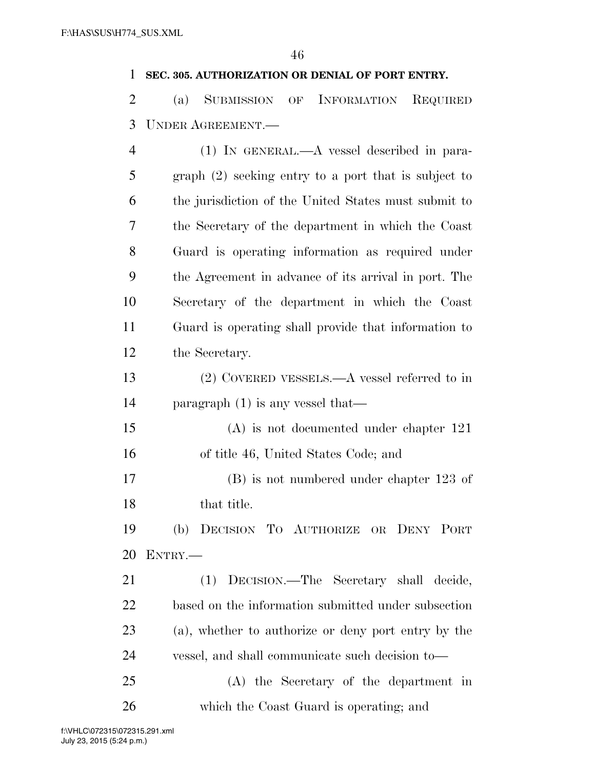**SEC. 305. AUTHORIZATION OR DENIAL OF PORT ENTRY.**

(a) SUBMISSION OF INFORMATION REQUIRED UNDER AGREEMENT.—

(1) IN GENERAL.—A vessel described in paragraph (2) seeking entry to a port that is subject to the jurisdiction of the United States must submit to the Secretary of the department in which the Coast Guard is operating information as required under the Agreement in advance of its arrival in port. The Secretary of the department in which the Coast Guard is operating shall provide that information to the Secretary.

(2) COVERED VESSELS.—A vessel referred to in paragraph (1) is any vessel that—

(A) is not documented under chapter 121 of title 46, United States Code; and

(B) is not numbered under chapter 123 of that title.

(b) DECISION TO AUTHORIZE OR DENY PORT ENTRY.—

(1) DECISION.—The Secretary shall decide, based on the information submitted under subsection (a), whether to authorize or deny port entry by the vessel, and shall communicate such decision to—

(A) the Secretary of the department in which the Coast Guard is operating; and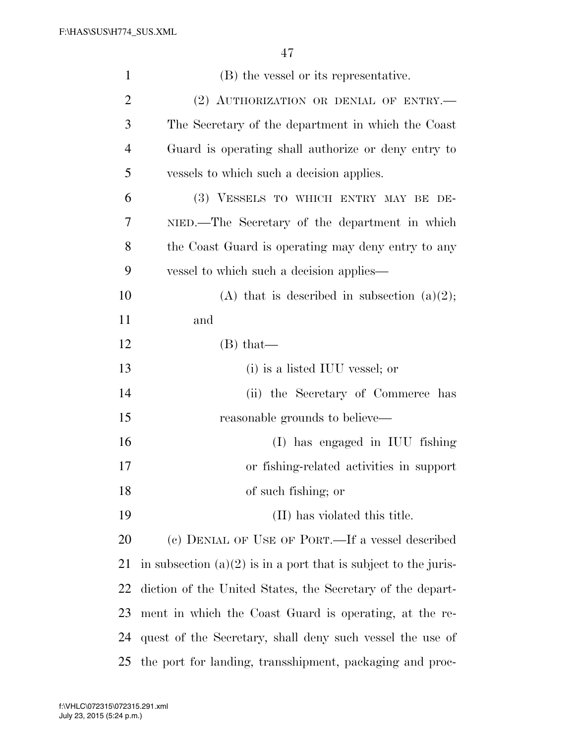(B) the vessel or its representative.

(2) AUTHORIZATION OR DENIAL OF ENTRY.—The Secretary of the department in which the Coast Guard is operating shall authorize or deny entry to vessels to which such a decision applies.

(3) VESSELS TO WHICH ENTRY MAY BE DENIED.—The Secretary of the department in which the Coast Guard is operating may deny entry to any vessel to which such a decision applies—

(A) that is described in subsection (a)(2); and

(B) that—

(i) is a listed IUU vessel; or

(ii) the Secretary of Commerce has reasonable grounds to believe—

(I) has engaged in IUU fishing or fishing-related activities in support of such fishing; or

(II) has violated this title.

(c) DENIAL OF USE OF PORT.—If a vessel described in subsection (a)(2) is in a port that is subject to the jurisdiction of the United States, the Secretary of the department in which the Coast Guard is operating, at the request of the Secretary, shall deny such vessel the use of the port for landing, transshipment, packaging and proc-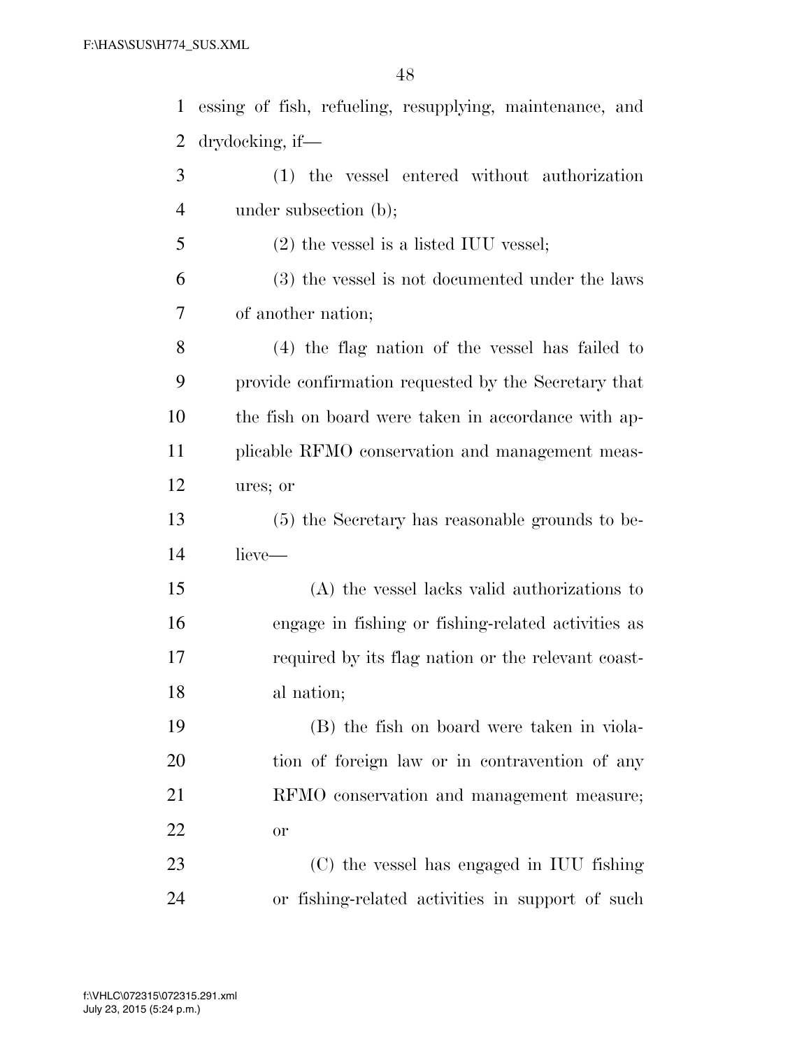essing of fish, refueling, resupplying, maintenance, and drydocking, if—

(1) the vessel entered without authorization under subsection (b);

(2) the vessel is a listed IUU vessel;

(3) the vessel is not documented under the laws of another nation;

(4) the flag nation of the vessel has failed to provide confirmation requested by the Secretary that the fish on board were taken in accordance with applicable RFMO conservation and management measures; or

(5) the Secretary has reasonable grounds to believe—

(A) the vessel lacks valid authorizations to engage in fishing or fishing-related activities as required by its flag nation or the relevant coastal nation;

(B) the fish on board were taken in violation of foreign law or in contravention of any RFMO conservation and management measure; or

(C) the vessel has engaged in IUU fishing or fishing-related activities in support of such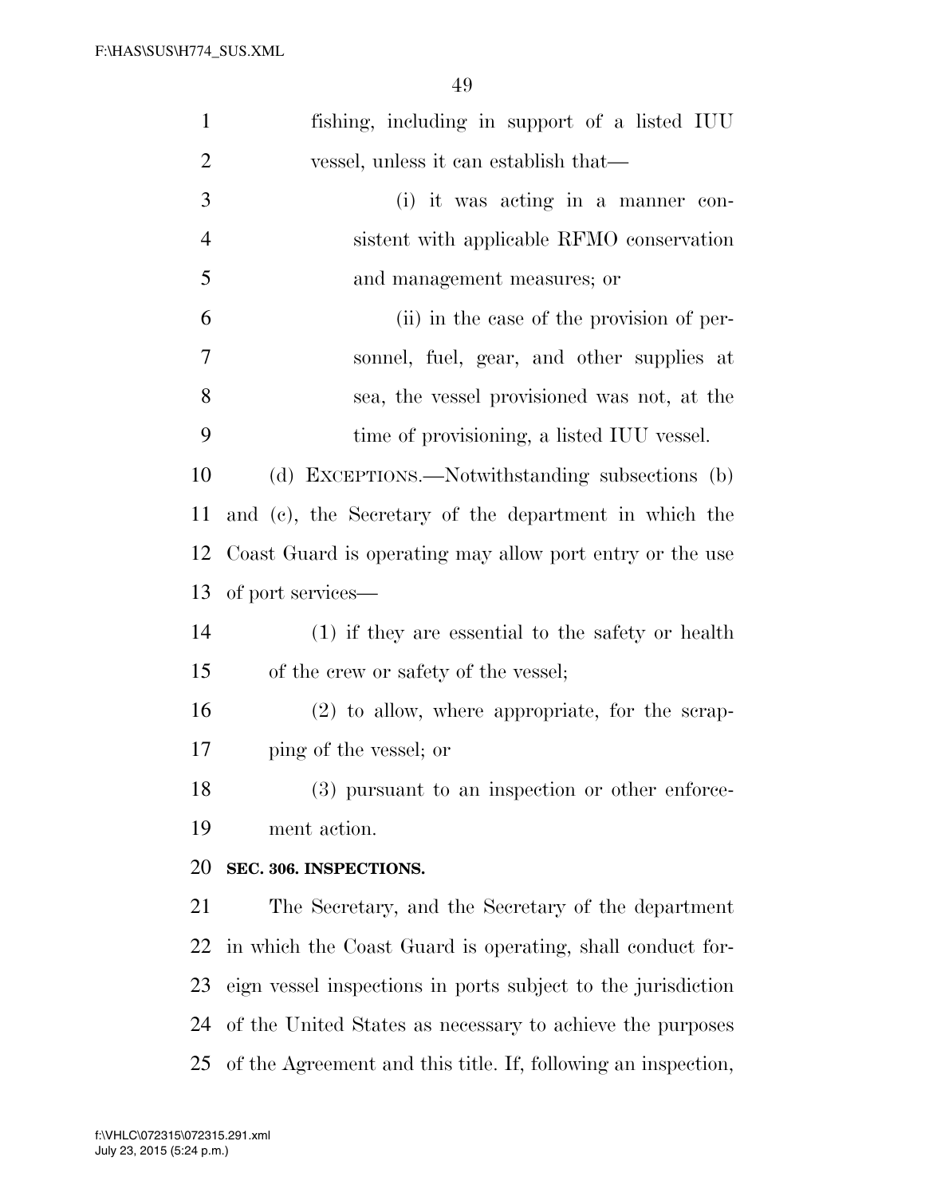fishing, including in support of a listed IUU vessel, unless it can establish that—

(i) it was acting in a manner consistent with applicable RFMO conservation and management measures; or

(ii) in the case of the provision of personnel, fuel, gear, and other supplies at sea, the vessel provisioned was not, at the time of provisioning, a listed IUU vessel.

(d) EXCEPTIONS.—Notwithstanding subsections (b) and (c), the Secretary of the department in which the Coast Guard is operating may allow port entry or the use of port services—

(1) if they are essential to the safety or health of the crew or safety of the vessel;

(2) to allow, where appropriate, for the scrapping of the vessel; or

(3) pursuant to an inspection or other enforcement action.

**SEC. 306. INSPECTIONS.**

The Secretary, and the Secretary of the department in which the Coast Guard is operating, shall conduct foreign vessel inspections in ports subject to the jurisdiction of the United States as necessary to achieve the purposes of the Agreement and this title. If, following an inspection,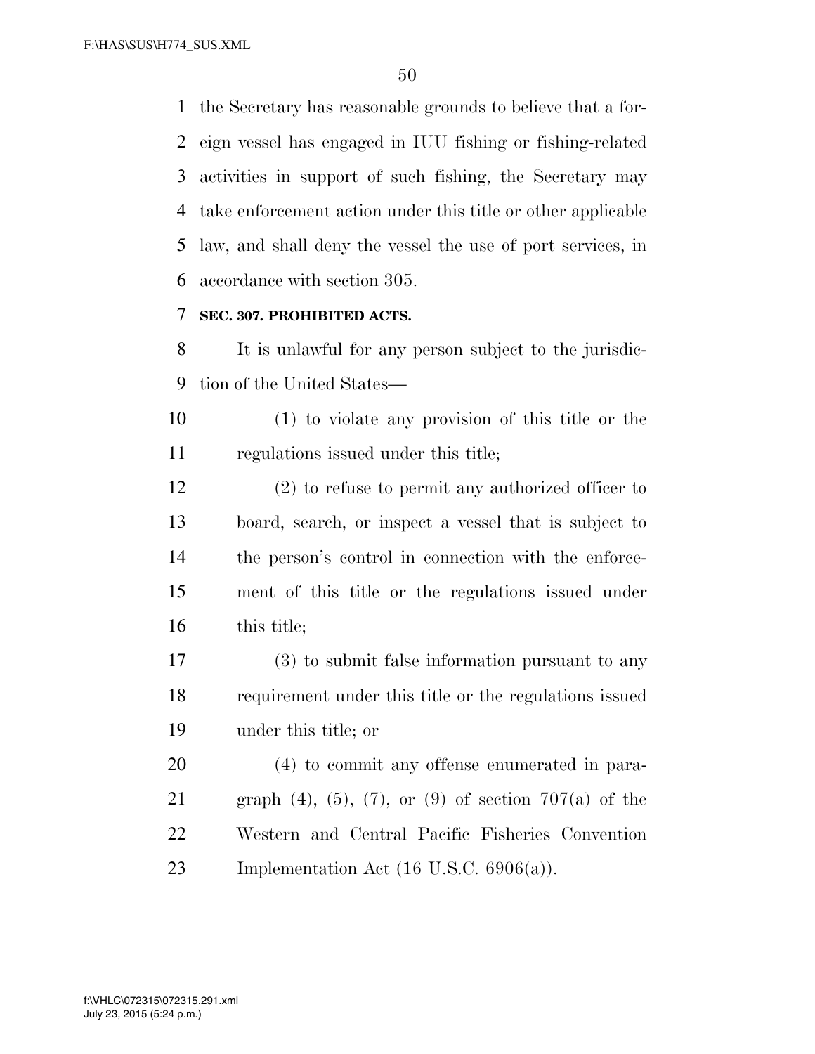the Secretary has reasonable grounds to believe that a foreign vessel has engaged in IUU fishing or fishing-related activities in support of such fishing, the Secretary may take enforcement action under this title or other applicable law, and shall deny the vessel the use of port services, in accordance with section 305.

**SEC. 307. PROHIBITED ACTS.**

It is unlawful for any person subject to the jurisdiction of the United States—

(1) to violate any provision of this title or the regulations issued under this title;

(2) to refuse to permit any authorized officer to board, search, or inspect a vessel that is subject to the person's control in connection with the enforcement of this title or the regulations issued under this title;

(3) to submit false information pursuant to any requirement under this title or the regulations issued under this title; or

(4) to commit any offense enumerated in paragraph (4), (5), (7), or (9) of section 707(a) of the Western and Central Pacific Fisheries Convention Implementation Act (16 U.S.C. 6906(a)).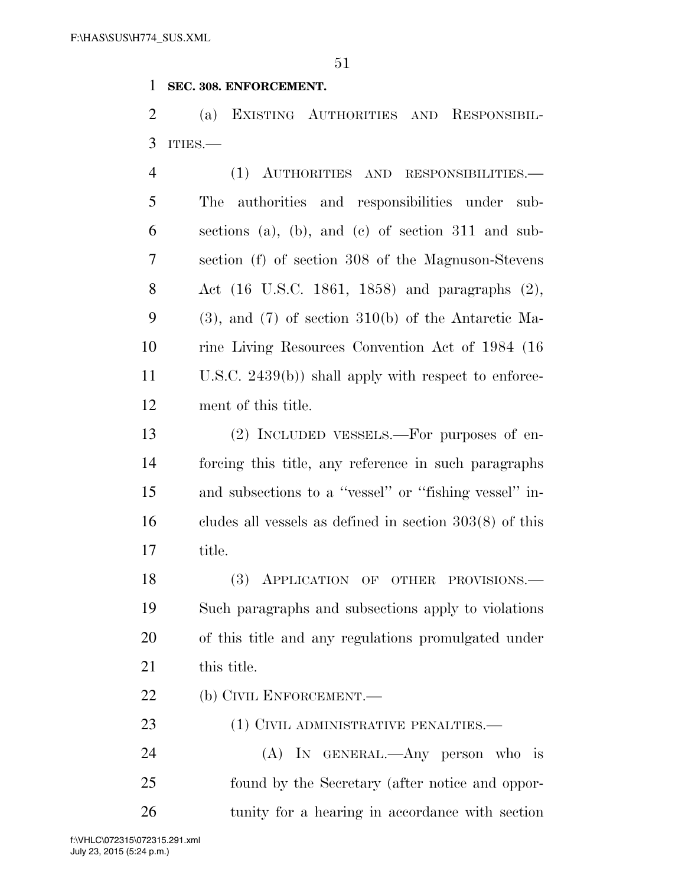**SEC. 308. ENFORCEMENT.**

(a) EXISTING AUTHORITIES AND RESPONSIBILITIES.—

(1) AUTHORITIES AND RESPONSIBILITIES.—The authorities and responsibilities under subsections (a), (b), and (c) of section 311 and subsection (f) of section 308 of the Magnuson-Stevens Act (16 U.S.C. 1861, 1858) and paragraphs (2), (3), and (7) of section 310(b) of the Antarctic Marine Living Resources Convention Act of 1984 (16 U.S.C. 2439(b)) shall apply with respect to enforcement of this title.

(2) INCLUDED VESSELS.—For purposes of enforcing this title, any reference in such paragraphs and subsections to a ''vessel'' or ''fishing vessel'' includes all vessels as defined in section 303(8) of this title.

(3) APPLICATION OF OTHER PROVISIONS.—Such paragraphs and subsections apply to violations of this title and any regulations promulgated under this title.

(b) CIVIL ENFORCEMENT.—

(1) CIVIL ADMINISTRATIVE PENALTIES.—

(A) IN GENERAL.—Any person who is found by the Secretary (after notice and opportunity for a hearing in accordance with section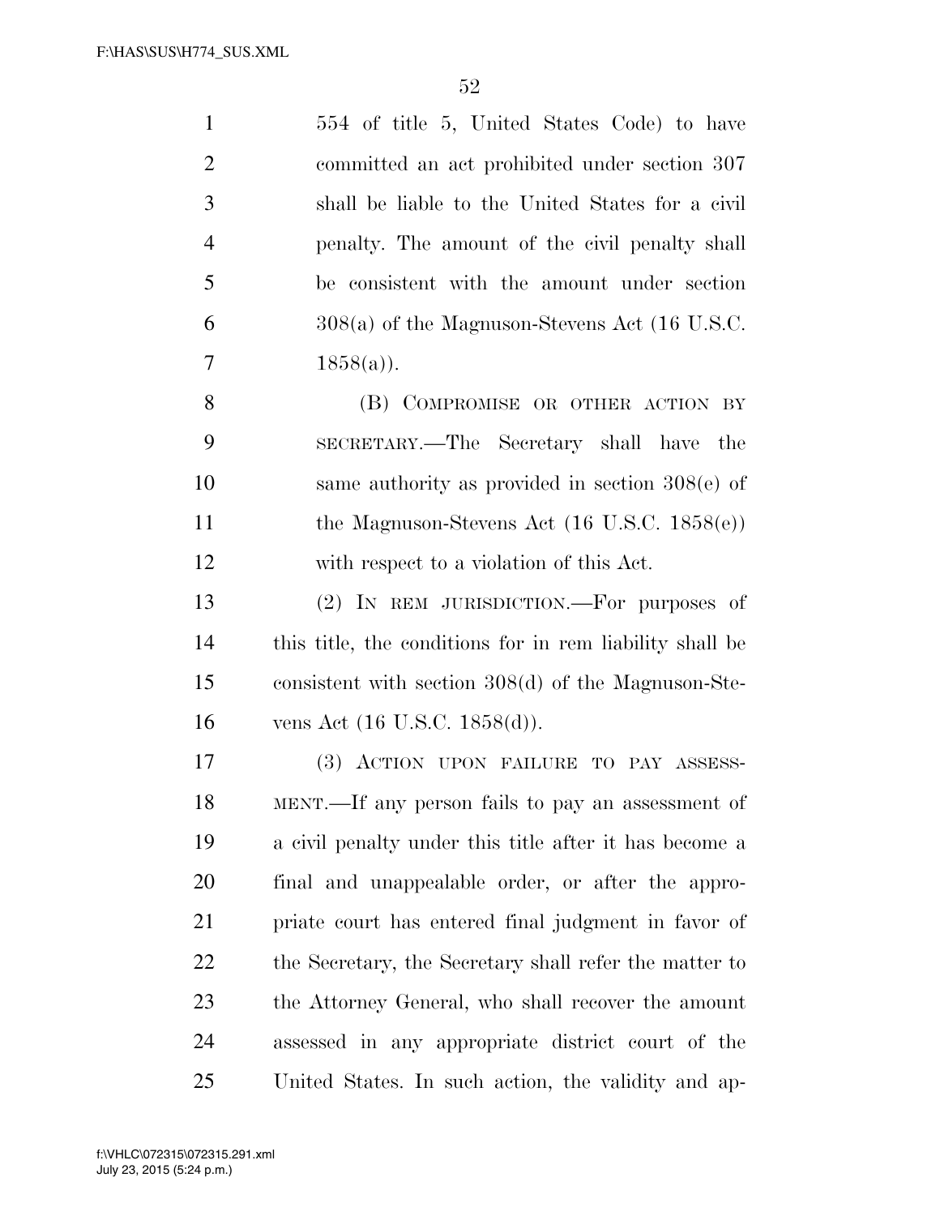554 of title 5, United States Code) to have committed an act prohibited under section 307 shall be liable to the United States for a civil penalty. The amount of the civil penalty shall be consistent with the amount under section 308(a) of the Magnuson-Stevens Act (16 U.S.C. 1858(a)).

(B) COMPROMISE OR OTHER ACTION BY SECRETARY.—The Secretary shall have the same authority as provided in section 308(e) of the Magnuson-Stevens Act (16 U.S.C. 1858(e)) with respect to a violation of this Act.

(2) IN REM JURISDICTION.—For purposes of this title, the conditions for in rem liability shall be consistent with section 308(d) of the Magnuson-Stevens Act (16 U.S.C. 1858(d)).

(3) ACTION UPON FAILURE TO PAY ASSESSMENT.—If any person fails to pay an assessment of a civil penalty under this title after it has become a final and unappealable order, or after the appropriate court has entered final judgment in favor of the Secretary, the Secretary shall refer the matter to the Attorney General, who shall recover the amount assessed in any appropriate district court of the United States. In such action, the validity and ap-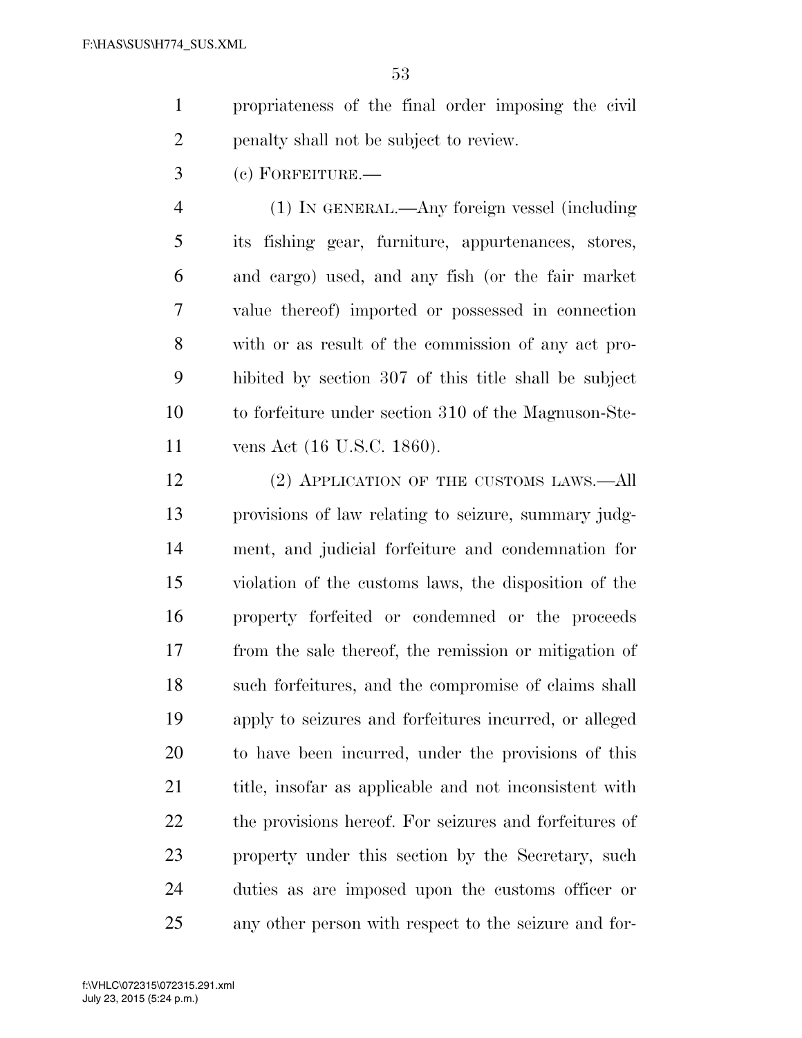propriateness of the final order imposing the civil penalty shall not be subject to review.

(c) FORFEITURE.—

(1) IN GENERAL.—Any foreign vessel (including its fishing gear, furniture, appurtenances, stores, and cargo) used, and any fish (or the fair market value thereof) imported or possessed in connection with or as result of the commission of any act prohibited by section 307 of this title shall be subject to forfeiture under section 310 of the Magnuson-Stevens Act (16 U.S.C. 1860).

(2) APPLICATION OF THE CUSTOMS LAWS.—All provisions of law relating to seizure, summary judgment, and judicial forfeiture and condemnation for violation of the customs laws, the disposition of the property forfeited or condemned or the proceeds from the sale thereof, the remission or mitigation of such forfeitures, and the compromise of claims shall apply to seizures and forfeitures incurred, or alleged to have been incurred, under the provisions of this title, insofar as applicable and not inconsistent with the provisions hereof. For seizures and forfeitures of property under this section by the Secretary, such duties as are imposed upon the customs officer or any other person with respect to the seizure and for-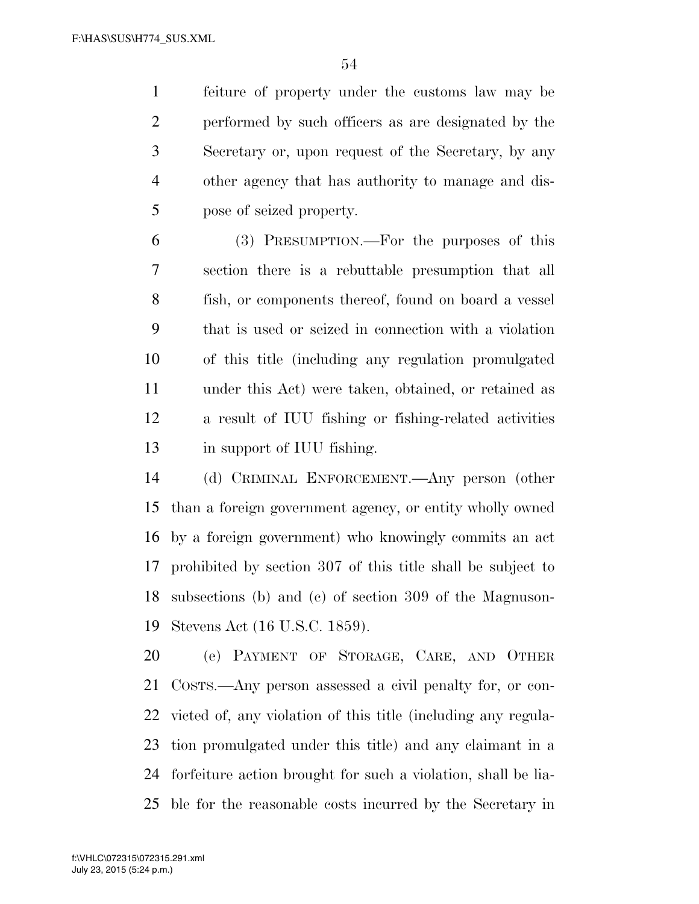feiture of property under the customs law may be performed by such officers as are designated by the Secretary or, upon request of the Secretary, by any other agency that has authority to manage and dispose of seized property.

(3) PRESUMPTION.—For the purposes of this section there is a rebuttable presumption that all fish, or components thereof, found on board a vessel that is used or seized in connection with a violation of this title (including any regulation promulgated under this Act) were taken, obtained, or retained as a result of IUU fishing or fishing-related activities in support of IUU fishing.

(d) CRIMINAL ENFORCEMENT.—Any person (other than a foreign government agency, or entity wholly owned by a foreign government) who knowingly commits an act prohibited by section 307 of this title shall be subject to subsections (b) and (c) of section 309 of the Magnuson-Stevens Act (16 U.S.C. 1859).

(e) PAYMENT OF STORAGE, CARE, AND OTHER COSTS.—Any person assessed a civil penalty for, or convicted of, any violation of this title (including any regulation promulgated under this title) and any claimant in a forfeiture action brought for such a violation, shall be liable for the reasonable costs incurred by the Secretary in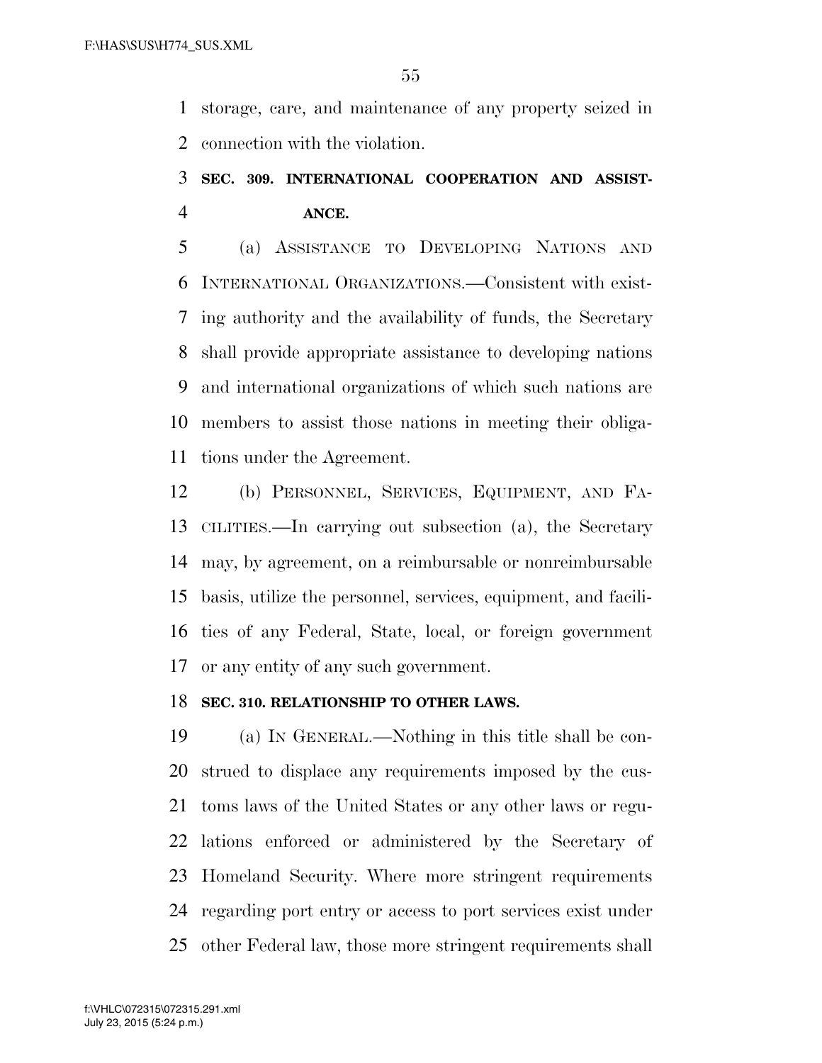storage, care, and maintenance of any property seized in connection with the violation.

### SEC. 309. INTERNATIONAL COOPERATION AND ASSISTANCE.

(a) ASSISTANCE TO DEVELOPING NATIONS AND INTERNATIONAL ORGANIZATIONS.—Consistent with existing authority and the availability of funds, the Secretary shall provide appropriate assistance to developing nations and international organizations of which such nations are members to assist those nations in meeting their obligations under the Agreement.

(b) PERSONNEL, SERVICES, EQUIPMENT, AND FACILITIES.—In carrying out subsection (a), the Secretary may, by agreement, on a reimbursable or nonreimbursable basis, utilize the personnel, services, equipment, and facilities of any Federal, State, local, or foreign government or any entity of any such government.

### SEC. 310. RELATIONSHIP TO OTHER LAWS.

(a) IN GENERAL.—Nothing in this title shall be construed to displace any requirements imposed by the customs laws of the United States or any other laws or regulations enforced or administered by the Secretary of Homeland Security. Where more stringent requirements regarding port entry or access to port services exist under other Federal law, those more stringent requirements shall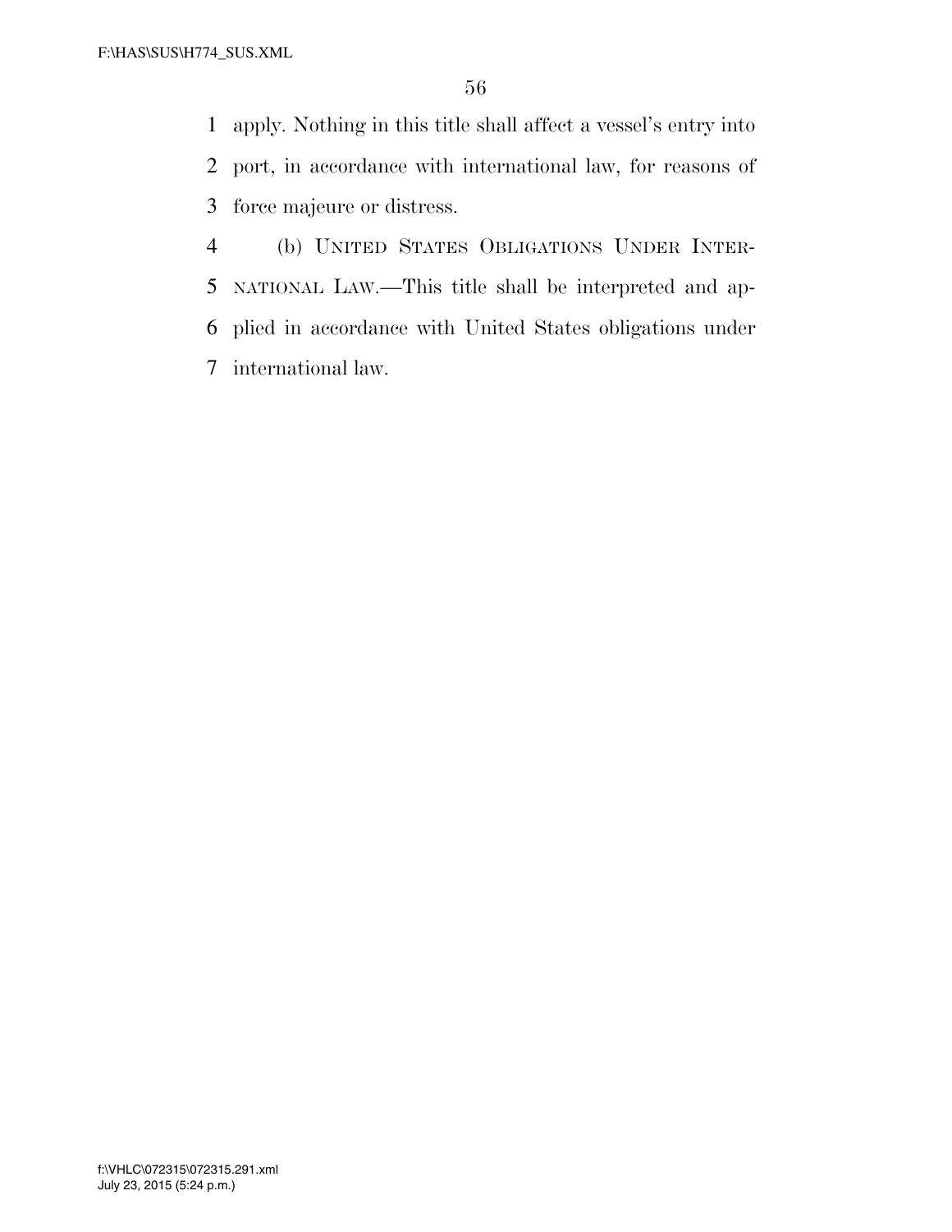apply. Nothing in this title shall affect a vessel's entry into port, in accordance with international law, for reasons of force majeure or distress.

(b) UNITED STATES OBLIGATIONS UNDER INTERNATIONAL LAW.—This title shall be interpreted and applied in accordance with United States obligations under international law.